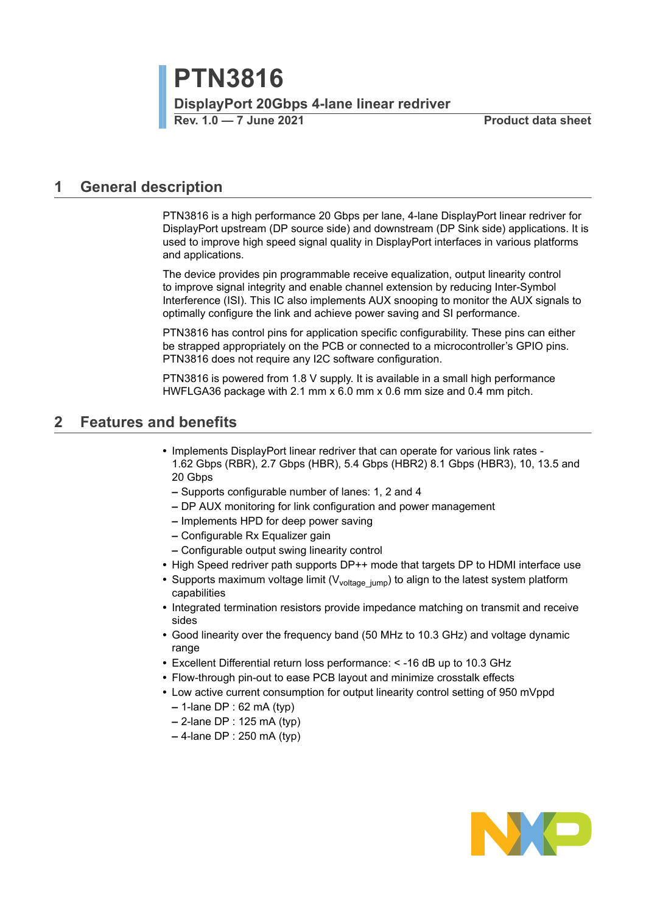# PTN3816

## DisplayPort 20Gbps 4-lane linear redriver

**Rev. 1.0 — 7 June 2021** **Product data sheet**

## 1 General description

PTN3816 is a high performance 20 Gbps per lane, 4-lane DisplayPort linear redriver for DisplayPort upstream (DP source side) and downstream (DP Sink side) applications. It is used to improve high speed signal quality in DisplayPort interfaces in various platforms and applications.

The device provides pin programmable receive equalization, output linearity control to improve signal integrity and enable channel extension by reducing Inter-Symbol Interference (ISI). This IC also implements AUX snooping to monitor the AUX signals to optimally configure the link and achieve power saving and SI performance.

PTN3816 has control pins for application specific configurability. These pins can either be strapped appropriately on the PCB or connected to a microcontroller's GPIO pins. PTN3816 does not require any I2C software configuration.

PTN3816 is powered from 1.8 V supply. It is available in a small high performance HWFLGA36 package with 2.1 mm x 6.0 mm x 0.6 mm size and 0.4 mm pitch.

## 2 Features and benefits

- Implements DisplayPort linear redriver that can operate for various link rates - 1.62 Gbps (RBR), 2.7 Gbps (HBR), 5.4 Gbps (HBR2) 8.1 Gbps (HBR3), 10, 13.5 and 20 Gbps
  - Supports configurable number of lanes: 1, 2 and 4
  - DP AUX monitoring for link configuration and power management
  - Implements HPD for deep power saving
  - Configurable Rx Equalizer gain
  - Configurable output swing linearity control
- High Speed redriver path supports DP++ mode that targets DP to HDMI interface use
- Supports maximum voltage limit ($V_{voltage\_jump}$) to align to the latest system platform capabilities
- Integrated termination resistors provide impedance matching on transmit and receive sides
- Good linearity over the frequency band (50 MHz to 10.3 GHz) and voltage dynamic range
- Excellent Differential return loss performance: < -16 dB up to 10.3 GHz
- Flow-through pin-out to ease PCB layout and minimize crosstalk effects
- Low active current consumption for output linearity control setting of 950 mVppd
  - 1-lane DP : 62 mA (typ)
  - 2-lane DP : 125 mA (typ)
  - 4-lane DP : 250 mA (typ)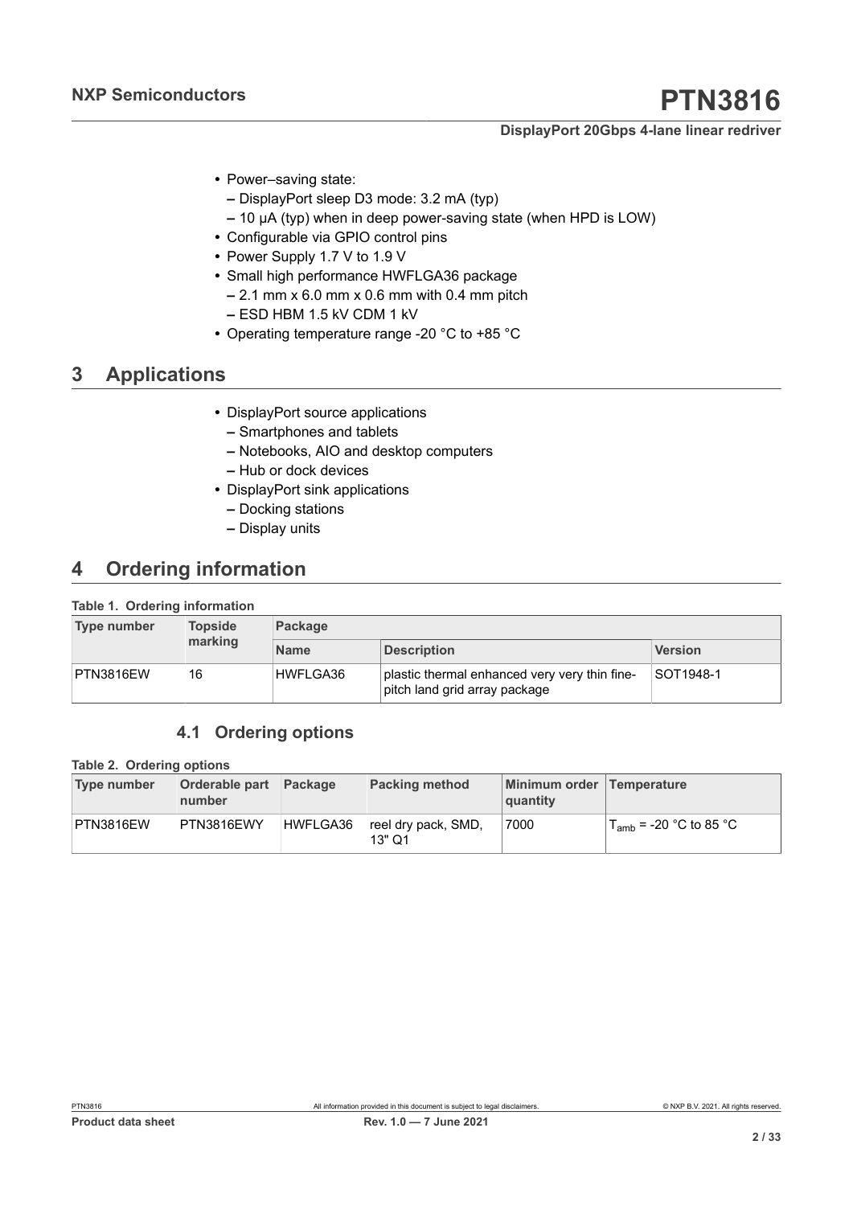- Power–saving state:
  - DisplayPort sleep D3 mode: 3.2 mA (typ)
  - 10 μA (typ) when in deep power-saving state (when HPD is LOW)
- Configurable via GPIO control pins
- Power Supply 1.7 V to 1.9 V
- Small high performance HWFLGA36 package
  - 2.1 mm x 6.0 mm x 0.6 mm with 0.4 mm pitch
  - ESD HBM 1.5 kV CDM 1 kV
- Operating temperature range -20 °C to +85 °C

# 3 Applications

- DisplayPort source applications
  - Smartphones and tablets
  - Notebooks, AIO and desktop computers
  - Hub or dock devices
- DisplayPort sink applications
  - Docking stations
  - Display units

# 4 Ordering information

**Table 1. Ordering information**

| Type number | Topside marking | Package | | |
|---|---|---|---|---|
| | | Name | Description | Version |
| PTN3816EW | 16 | HWFLGA36 | plastic thermal enhanced very very thin fine-pitch land grid array package | SOT1948-1 |

## 4.1 Ordering options

**Table 2. Ordering options**

| Type number | Orderable part number | Package | Packing method | Minimum order quantity | Temperature |
|---|---|---|---|---|---|
| PTN3816EW | PTN3816EWY | HWFLGA36 | reel dry pack, SMD, 13" Q1 | 7000 | $T_{amb}$ = -20 °C to 85 °C |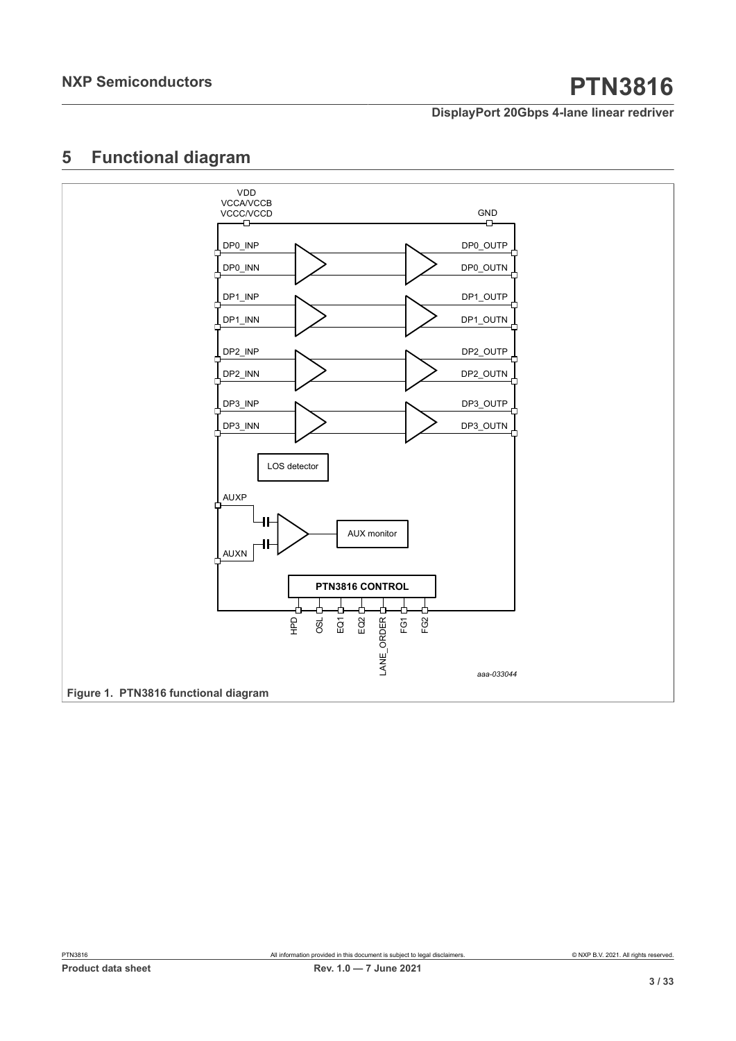# 5 Functional diagram

Figure 1. PTN3816 functional diagram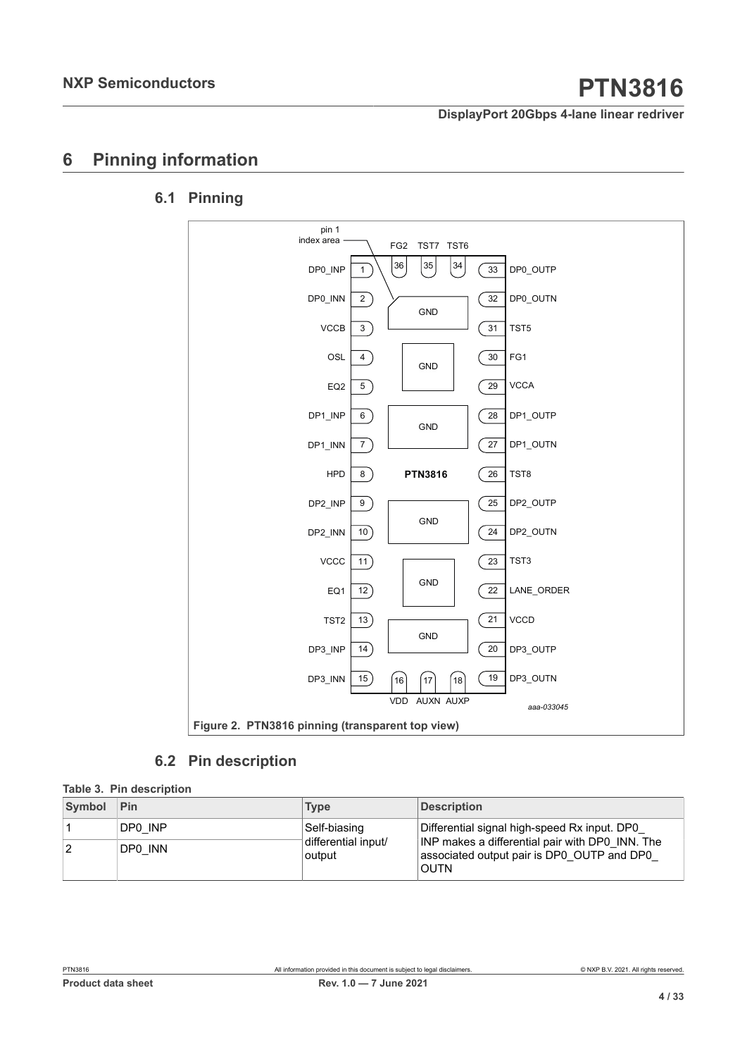## 6 Pinning information

### 6.1 Pinning

Figure 2. PTN3816 pinning (transparent top view)

### 6.2 Pin description

**Table 3. Pin description**

| Symbol | Pin | Type | Description |
|---|---|---|---|
| 1 | DP0_INP | Self-biasing differential input/ output | Differential signal high-speed Rx input. DP0_ INP makes a differential pair with DP0_INN. The associated output pair is DP0_OUTP and DP0_ OUTN |
| 2 | DP0_INN | | |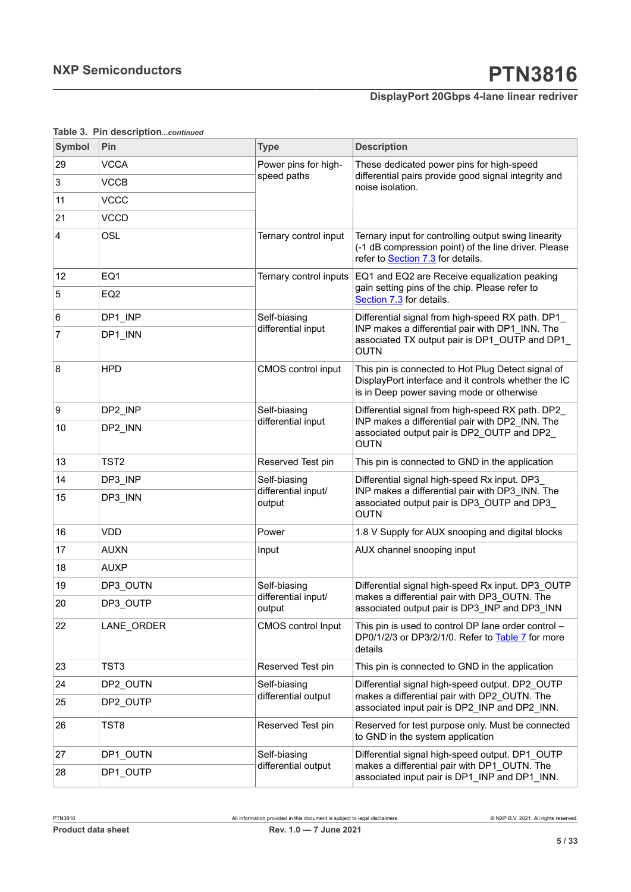**Table 3. Pin description** *...continued*

| Symbol | Pin | Type | Description |
|---|---|---|---|
| 29 | VCCA | Power pins for high-speed paths | These dedicated power pins for high-speed differential pairs provide good signal integrity and noise isolation. |
| 3 | VCCB | | |
| 11 | VCCC | | |
| 21 | VCCD | | |
| 4 | OSL | Ternary control input | Ternary input for controlling output swing linearity (-1 dB compression point) of the line driver. Please refer to Section 7.3 for details. |
| 12 | EQ1 | Ternary control inputs | EQ1 and EQ2 are Receive equalization peaking gain setting pins of the chip. Please refer to Section 7.3 for details. |
| 5 | EQ2 | | |
| 6 | DP1_INP | Self-biasing differential input | Differential signal from high-speed RX path. DP1_INP makes a differential pair with DP1_INN. The associated TX output pair is DP1_OUTP and DP1_OUTN |
| 7 | DP1_INN | | |
| 8 | HPD | CMOS control input | This pin is connected to Hot Plug Detect signal of DisplayPort interface and it controls whether the IC is in Deep power saving mode or otherwise |
| 9 | DP2_INP | Self-biasing differential input | Differential signal from high-speed RX path. DP2_INP makes a differential pair with DP2_INN. The associated output pair is DP2_OUTP and DP2_OUTN |
| 10 | DP2_INN | | |
| 13 | TST2 | Reserved Test pin | This pin is connected to GND in the application |
| 14 | DP3_INP | Self-biasing differential input/output | Differential signal high-speed Rx input. DP3_INP makes a differential pair with DP3_INN. The associated output pair is DP3_OUTP and DP3_OUTN |
| 15 | DP3_INN | | |
| 16 | VDD | Power | 1.8 V Supply for AUX snooping and digital blocks |
| 17 | AUXN | Input | AUX channel snooping input |
| 18 | AUXP | | |
| 19 | DP3_OUTN | Self-biasing differential input/output | Differential signal high-speed Rx input. DP3_OUTP makes a differential pair with DP3_OUTN. The associated output pair is DP3_INP and DP3_INN |
| 20 | DP3_OUTP | | |
| 22 | LANE_ORDER | CMOS control Input | This pin is used to control DP lane order control – DP0/1/2/3 or DP3/2/1/0. Refer to Table 7 for more details |
| 23 | TST3 | Reserved Test pin | This pin is connected to GND in the application |
| 24 | DP2_OUTN | Self-biasing differential output | Differential signal high-speed output. DP2_OUTP makes a differential pair with DP2_OUTN. The associated input pair is DP2_INP and DP2_INN. |
| 25 | DP2_OUTP | | |
| 26 | TST8 | Reserved Test pin | Reserved for test purpose only. Must be connected to GND in the system application |
| 27 | DP1_OUTN | Self-biasing differential output | Differential signal high-speed output. DP1_OUTP makes a differential pair with DP1_OUTN. The associated input pair is DP1_INP and DP1_INN. |
| 28 | DP1_OUTP | | |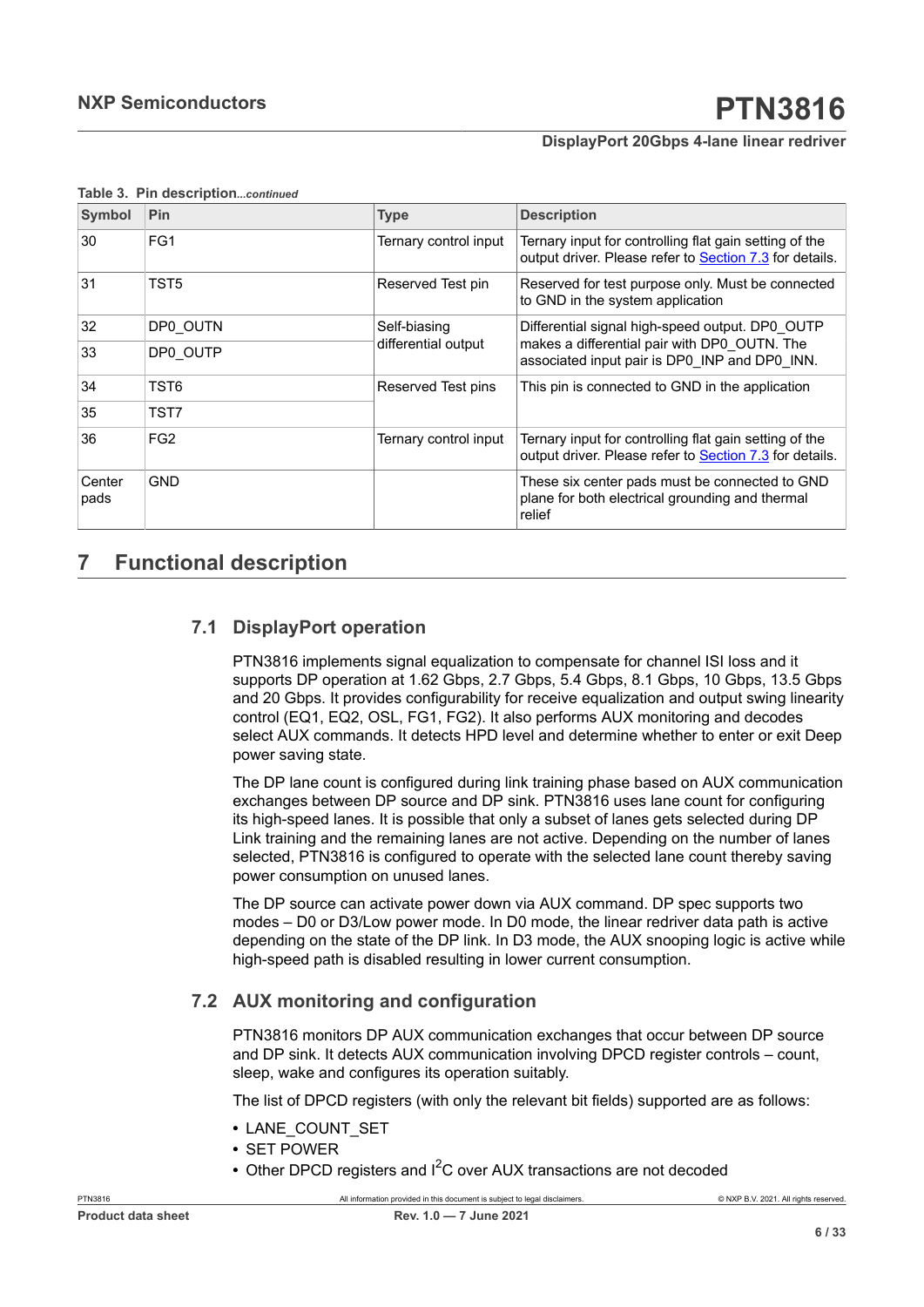**Table 3. Pin description**...*continued*

| Symbol | Pin | Type | Description |
|---|---|---|---|
| 30 | FG1 | Ternary control input | Ternary input for controlling flat gain setting of the output driver. Please refer to Section 7.3 for details. |
| 31 | TST5 | Reserved Test pin | Reserved for test purpose only. Must be connected to GND in the system application |
| 32 | DP0_OUTN | Self-biasing differential output | Differential signal high-speed output. DP0_OUTP makes a differential pair with DP0_OUTN. The associated input pair is DP0_INP and DP0_INN. |
| 33 | DP0_OUTP | | |
| 34 | TST6 | Reserved Test pins | This pin is connected to GND in the application |
| 35 | TST7 | | |
| 36 | FG2 | Ternary control input | Ternary input for controlling flat gain setting of the output driver. Please refer to Section 7.3 for details. |
| Center pads | GND | | These six center pads must be connected to GND plane for both electrical grounding and thermal relief |

# 7 Functional description

## 7.1 DisplayPort operation

PTN3816 implements signal equalization to compensate for channel ISI loss and it supports DP operation at 1.62 Gbps, 2.7 Gbps, 5.4 Gbps, 8.1 Gbps, 10 Gbps, 13.5 Gbps and 20 Gbps. It provides configurability for receive equalization and output swing linearity control (EQ1, EQ2, OSL, FG1, FG2). It also performs AUX monitoring and decodes select AUX commands. It detects HPD level and determine whether to enter or exit Deep power saving state.

The DP lane count is configured during link training phase based on AUX communication exchanges between DP source and DP sink. PTN3816 uses lane count for configuring its high-speed lanes. It is possible that only a subset of lanes gets selected during DP Link training and the remaining lanes are not active. Depending on the number of lanes selected, PTN3816 is configured to operate with the selected lane count thereby saving power consumption on unused lanes.

The DP source can activate power down via AUX command. DP spec supports two modes – D0 or D3/Low power mode. In D0 mode, the linear redriver data path is active depending on the state of the DP link. In D3 mode, the AUX snooping logic is active while high-speed path is disabled resulting in lower current consumption.

## 7.2 AUX monitoring and configuration

PTN3816 monitors DP AUX communication exchanges that occur between DP source and DP sink. It detects AUX communication involving DPCD register controls – count, sleep, wake and configures its operation suitably.

The list of DPCD registers (with only the relevant bit fields) supported are as follows:

- LANE_COUNT_SET
- SET POWER
- Other DPCD registers and $I^2C$ over AUX transactions are not decoded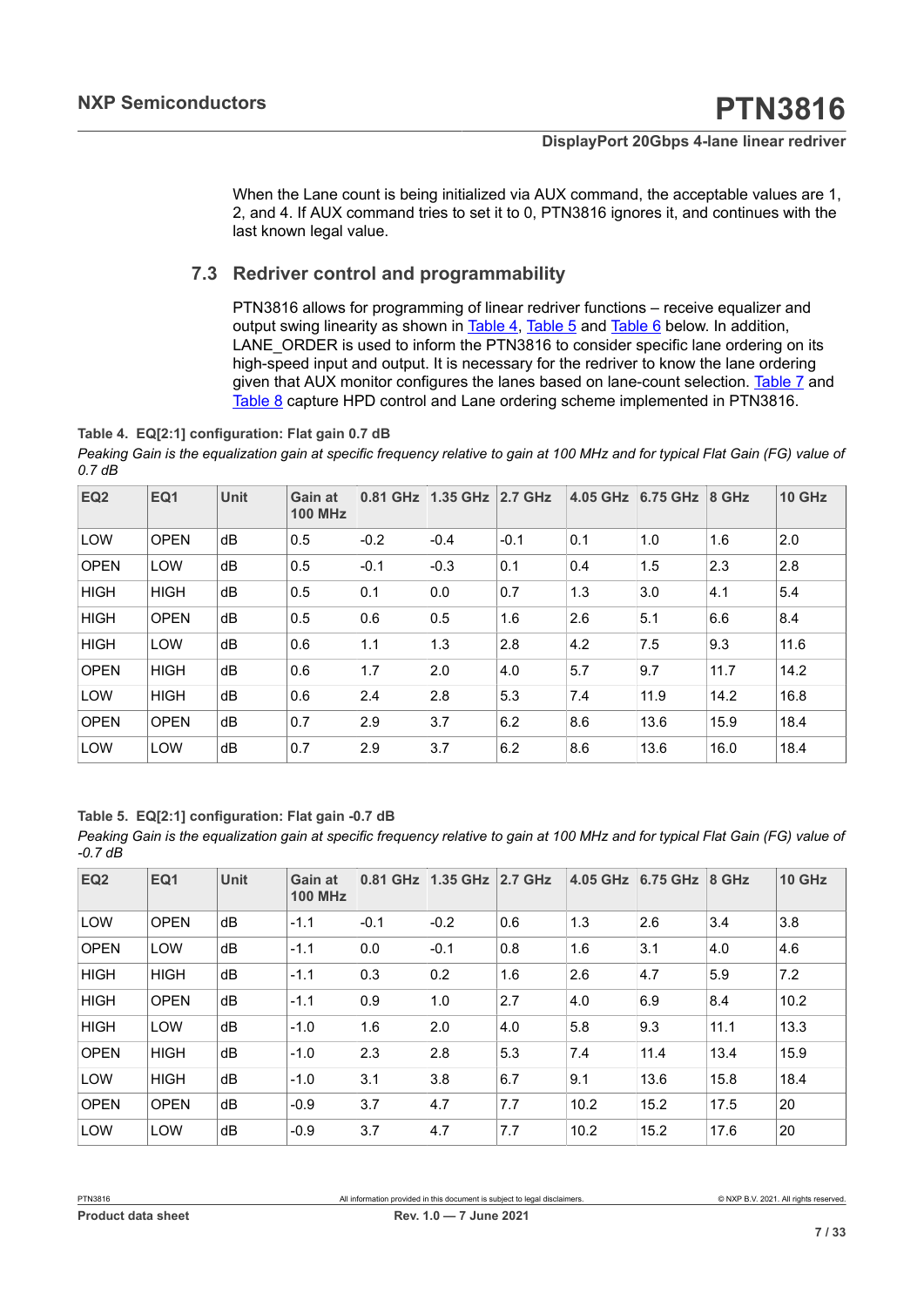When the Lane count is being initialized via AUX command, the acceptable values are 1, 2, and 4. If AUX command tries to set it to 0, PTN3816 ignores it, and continues with the last known legal value.

### 7.3 Redriver control and programmability

PTN3816 allows for programming of linear redriver functions – receive equalizer and output swing linearity as shown in Table 4, Table 5 and Table 6 below. In addition, LANE_ORDER is used to inform the PTN3816 to consider specific lane ordering on its high-speed input and output. It is necessary for the redriver to know the lane ordering given that AUX monitor configures the lanes based on lane-count selection. Table 7 and Table 8 capture HPD control and Lane ordering scheme implemented in PTN3816.

**Table 4. EQ[2:1] configuration: Flat gain 0.7 dB**

*Peaking Gain is the equalization gain at specific frequency relative to gain at 100 MHz and for typical Flat Gain (FG) value of 0.7 dB*

| EQ2 | EQ1 | Unit | Gain at 100 MHz | 0.81 GHz | 1.35 GHz | 2.7 GHz | 4.05 GHz | 6.75 GHz | 8 GHz | 10 GHz |
|---|---|---|---|---|---|---|---|---|---|---|
| LOW | OPEN | dB | 0.5 | -0.2 | -0.4 | -0.1 | 0.1 | 1.0 | 1.6 | 2.0 |
| OPEN | LOW | dB | 0.5 | -0.1 | -0.3 | 0.1 | 0.4 | 1.5 | 2.3 | 2.8 |
| HIGH | HIGH | dB | 0.5 | 0.1 | 0.0 | 0.7 | 1.3 | 3.0 | 4.1 | 5.4 |
| HIGH | OPEN | dB | 0.5 | 0.6 | 0.5 | 1.6 | 2.6 | 5.1 | 6.6 | 8.4 |
| HIGH | LOW | dB | 0.6 | 1.1 | 1.3 | 2.8 | 4.2 | 7.5 | 9.3 | 11.6 |
| OPEN | HIGH | dB | 0.6 | 1.7 | 2.0 | 4.0 | 5.7 | 9.7 | 11.7 | 14.2 |
| LOW | HIGH | dB | 0.6 | 2.4 | 2.8 | 5.3 | 7.4 | 11.9 | 14.2 | 16.8 |
| OPEN | OPEN | dB | 0.7 | 2.9 | 3.7 | 6.2 | 8.6 | 13.6 | 15.9 | 18.4 |
| LOW | LOW | dB | 0.7 | 2.9 | 3.7 | 6.2 | 8.6 | 13.6 | 16.0 | 18.4 |

**Table 5. EQ[2:1] configuration: Flat gain -0.7 dB**

*Peaking Gain is the equalization gain at specific frequency relative to gain at 100 MHz and for typical Flat Gain (FG) value of -0.7 dB*

| EQ2 | EQ1 | Unit | Gain at 100 MHz | 0.81 GHz | 1.35 GHz | 2.7 GHz | 4.05 GHz | 6.75 GHz | 8 GHz | 10 GHz |
|---|---|---|---|---|---|---|---|---|---|---|
| LOW | OPEN | dB | -1.1 | -0.1 | -0.2 | 0.6 | 1.3 | 2.6 | 3.4 | 3.8 |
| OPEN | LOW | dB | -1.1 | 0.0 | -0.1 | 0.8 | 1.6 | 3.1 | 4.0 | 4.6 |
| HIGH | HIGH | dB | -1.1 | 0.3 | 0.2 | 1.6 | 2.6 | 4.7 | 5.9 | 7.2 |
| HIGH | OPEN | dB | -1.1 | 0.9 | 1.0 | 2.7 | 4.0 | 6.9 | 8.4 | 10.2 |
| HIGH | LOW | dB | -1.0 | 1.6 | 2.0 | 4.0 | 5.8 | 9.3 | 11.1 | 13.3 |
| OPEN | HIGH | dB | -1.0 | 2.3 | 2.8 | 5.3 | 7.4 | 11.4 | 13.4 | 15.9 |
| LOW | HIGH | dB | -1.0 | 3.1 | 3.8 | 6.7 | 9.1 | 13.6 | 15.8 | 18.4 |
| OPEN | OPEN | dB | -0.9 | 3.7 | 4.7 | 7.7 | 10.2 | 15.2 | 17.5 | 20 |
| LOW | LOW | dB | -0.9 | 3.7 | 4.7 | 7.7 | 10.2 | 15.2 | 17.6 | 20 |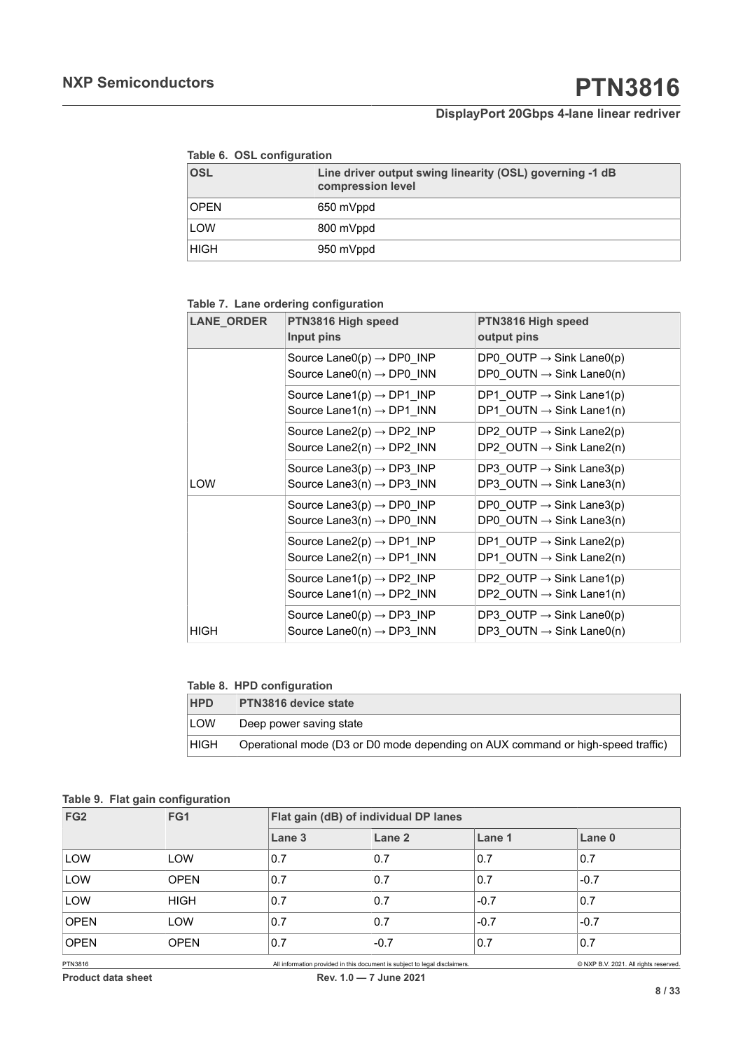**Table 6. OSL configuration**

| OSL | Line driver output swing linearity (OSL) governing -1 dB compression level |
| --- | --- |
| OPEN | 650 mVppd |
| LOW | 800 mVppd |
| HIGH | 950 mVppd |

**Table 7. Lane ordering configuration**

| LANE_ORDER | PTN3816 High speed Input pins | PTN3816 High speed output pins |
| --- | --- | --- |
| LOW | Source Lane0(p) → DP0_INP<br>Source Lane0(n) → DP0_INN | DP0_OUTP → Sink Lane0(p)<br>DP0_OUTN → Sink Lane0(n) |
| | Source Lane1(p) → DP1_INP<br>Source Lane1(n) → DP1_INN | DP1_OUTP → Sink Lane1(p)<br>DP1_OUTN → Sink Lane1(n) |
| | Source Lane2(p) → DP2_INP<br>Source Lane2(n) → DP2_INN | DP2_OUTP → Sink Lane2(p)<br>DP2_OUTN → Sink Lane2(n) |
| | Source Lane3(p) → DP3_INP<br>Source Lane3(n) → DP3_INN | DP3_OUTP → Sink Lane3(p)<br>DP3_OUTN → Sink Lane3(n) |
| HIGH | Source Lane3(p) → DP0_INP<br>Source Lane3(n) → DP0_INN | DP0_OUTP → Sink Lane3(p)<br>DP0_OUTN → Sink Lane3(n) |
| | Source Lane2(p) → DP1_INP<br>Source Lane2(n) → DP1_INN | DP1_OUTP → Sink Lane2(p)<br>DP1_OUTN → Sink Lane2(n) |
| | Source Lane1(p) → DP2_INP<br>Source Lane1(n) → DP2_INN | DP2_OUTP → Sink Lane1(p)<br>DP2_OUTN → Sink Lane1(n) |
| | Source Lane0(p) → DP3_INP<br>Source Lane0(n) → DP3_INN | DP3_OUTP → Sink Lane0(p)<br>DP3_OUTN → Sink Lane0(n) |

**Table 8. HPD configuration**

| HPD | PTN3816 device state |
| --- | --- |
| LOW | Deep power saving state |
| HIGH | Operational mode (D3 or D0 mode depending on AUX command or high-speed traffic) |

**Table 9. Flat gain configuration**

| FG2 | FG1 | Flat gain (dB) of individual DP lanes | | | |
| --- | --- | --- | --- | --- | --- |
| | | Lane 3 | Lane 2 | Lane 1 | Lane 0 |
| LOW | LOW | 0.7 | 0.7 | 0.7 | 0.7 |
| LOW | OPEN | 0.7 | 0.7 | 0.7 | -0.7 |
| LOW | HIGH | 0.7 | 0.7 | -0.7 | 0.7 |
| OPEN | LOW | 0.7 | 0.7 | -0.7 | -0.7 |
| OPEN | OPEN | 0.7 | -0.7 | 0.7 | 0.7 |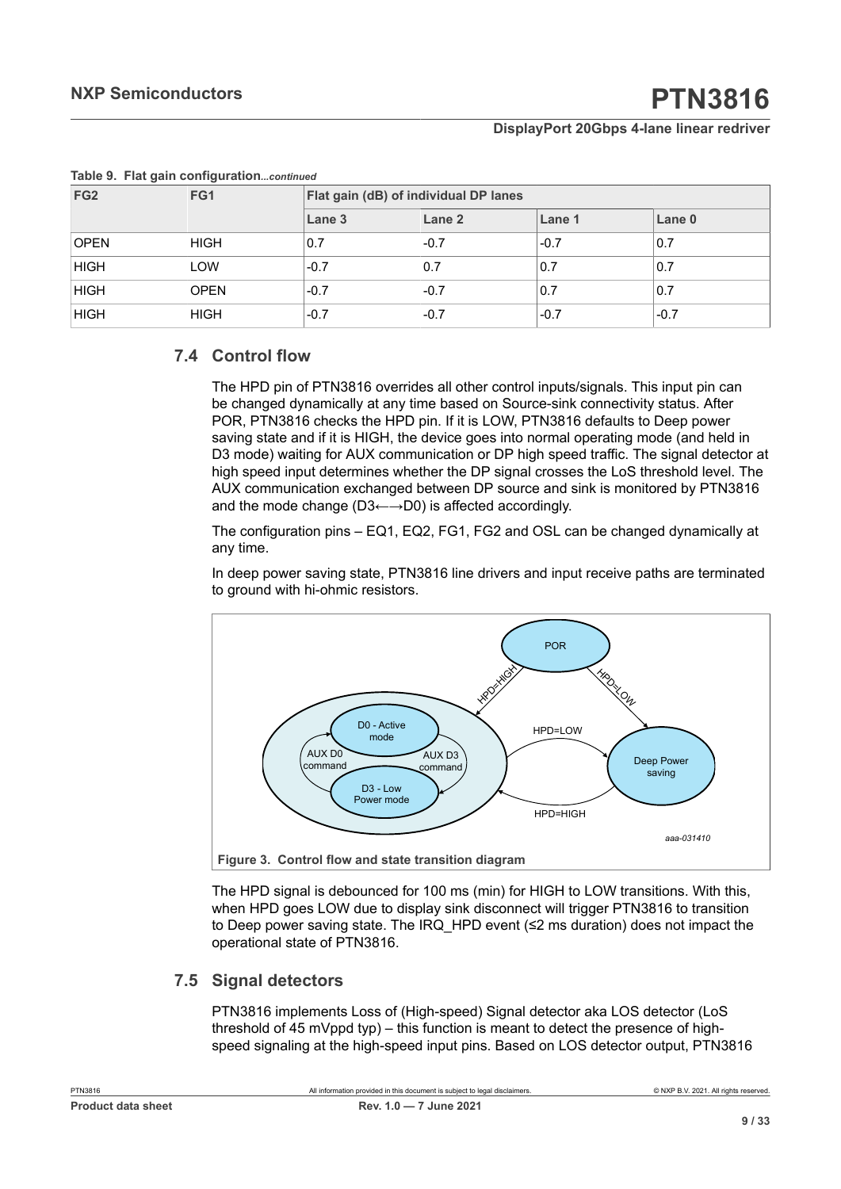**Table 9. Flat gain configuration**...*continued*

| FG2 | FG1 | Flat gain (dB) of individual DP lanes | | | |
|---|---|---|---|---|---|
| | | Lane 3 | Lane 2 | Lane 1 | Lane 0 |
| OPEN | HIGH | 0.7 | -0.7 | -0.7 | 0.7 |
| HIGH | LOW | -0.7 | 0.7 | 0.7 | 0.7 |
| HIGH | OPEN | -0.7 | -0.7 | 0.7 | 0.7 |
| HIGH | HIGH | -0.7 | -0.7 | -0.7 | -0.7 |

## 7.4 Control flow

The HPD pin of PTN3816 overrides all other control inputs/signals. This input pin can be changed dynamically at any time based on Source-sink connectivity status. After POR, PTN3816 checks the HPD pin. If it is LOW, PTN3816 defaults to Deep power saving state and if it is HIGH, the device goes into normal operating mode (and held in D3 mode) waiting for AUX communication or DP high speed traffic. The signal detector at high speed input determines whether the DP signal crosses the LoS threshold level. The AUX communication exchanged between DP source and sink is monitored by PTN3816 and the mode change (D3←→D0) is affected accordingly.

The configuration pins – EQ1, EQ2, FG1, FG2 and OSL can be changed dynamically at any time.

In deep power saving state, PTN3816 line drivers and input receive paths are terminated to ground with hi-ohmic resistors.

**Figure 3. Control flow and state transition diagram**

The HPD signal is debounced for 100 ms (min) for HIGH to LOW transitions. With this, when HPD goes LOW due to display sink disconnect will trigger PTN3816 to transition to Deep power saving state. The IRQ_HPD event (≤2 ms duration) does not impact the operational state of PTN3816.

## 7.5 Signal detectors

PTN3816 implements Loss of (High-speed) Signal detector aka LOS detector (LoS threshold of 45 mVppd typ) – this function is meant to detect the presence of high-speed signaling at the high-speed input pins. Based on LOS detector output, PTN3816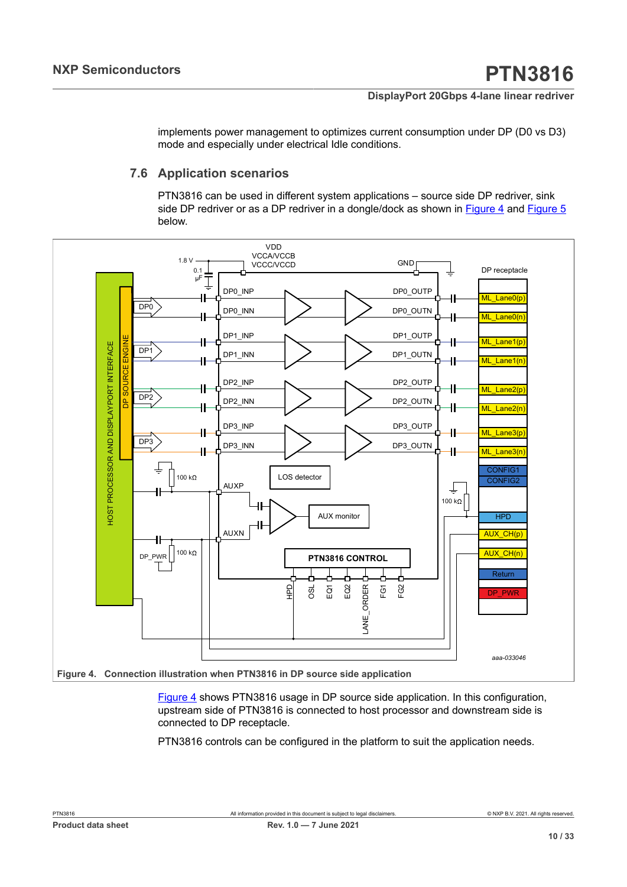implements power management to optimizes current consumption under DP (D0 vs D3) mode and especially under electrical Idle conditions.

## 7.6 Application scenarios

PTN3816 can be used in different system applications – source side DP redriver, sink side DP redriver or as a DP redriver in a dongle/dock as shown in Figure 4 and Figure 5 below.

**Figure 4. Connection illustration when PTN3816 in DP source side application**

Figure 4 shows PTN3816 usage in DP source side application. In this configuration, upstream side of PTN3816 is connected to host processor and downstream side is connected to DP receptacle.

PTN3816 controls can be configured in the platform to suit the application needs.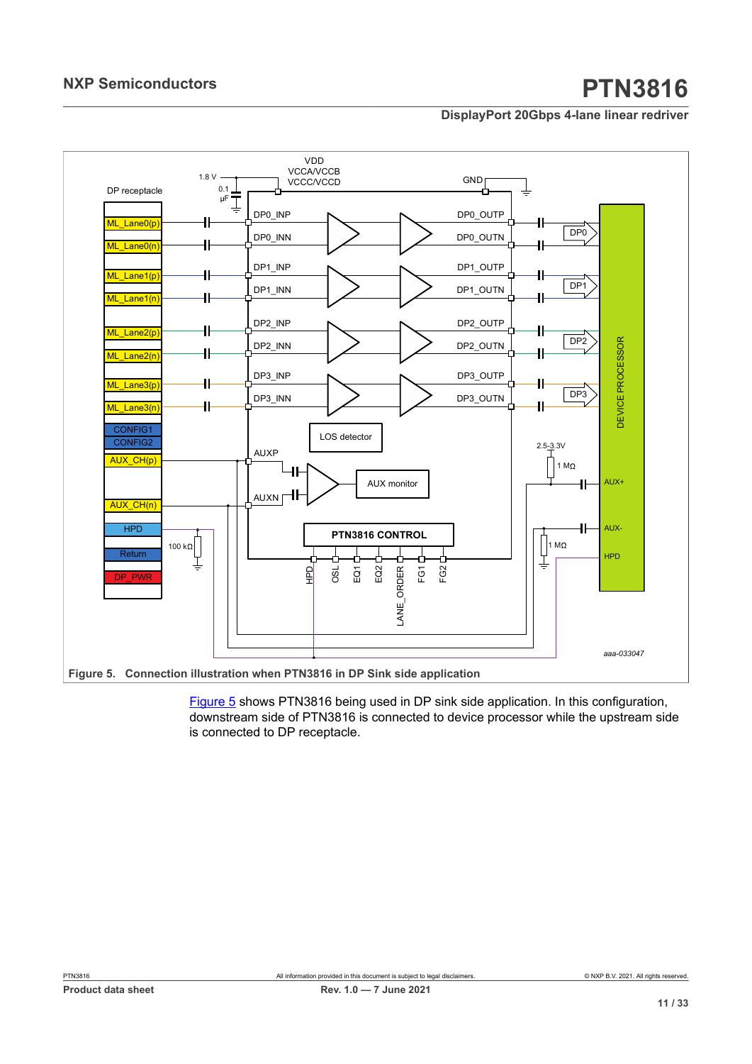Figure 5. Connection illustration when PTN3816 in DP Sink side application

Figure 5 shows PTN3816 being used in DP sink side application. In this configuration, downstream side of PTN3816 is connected to device processor while the upstream side is connected to DP receptacle.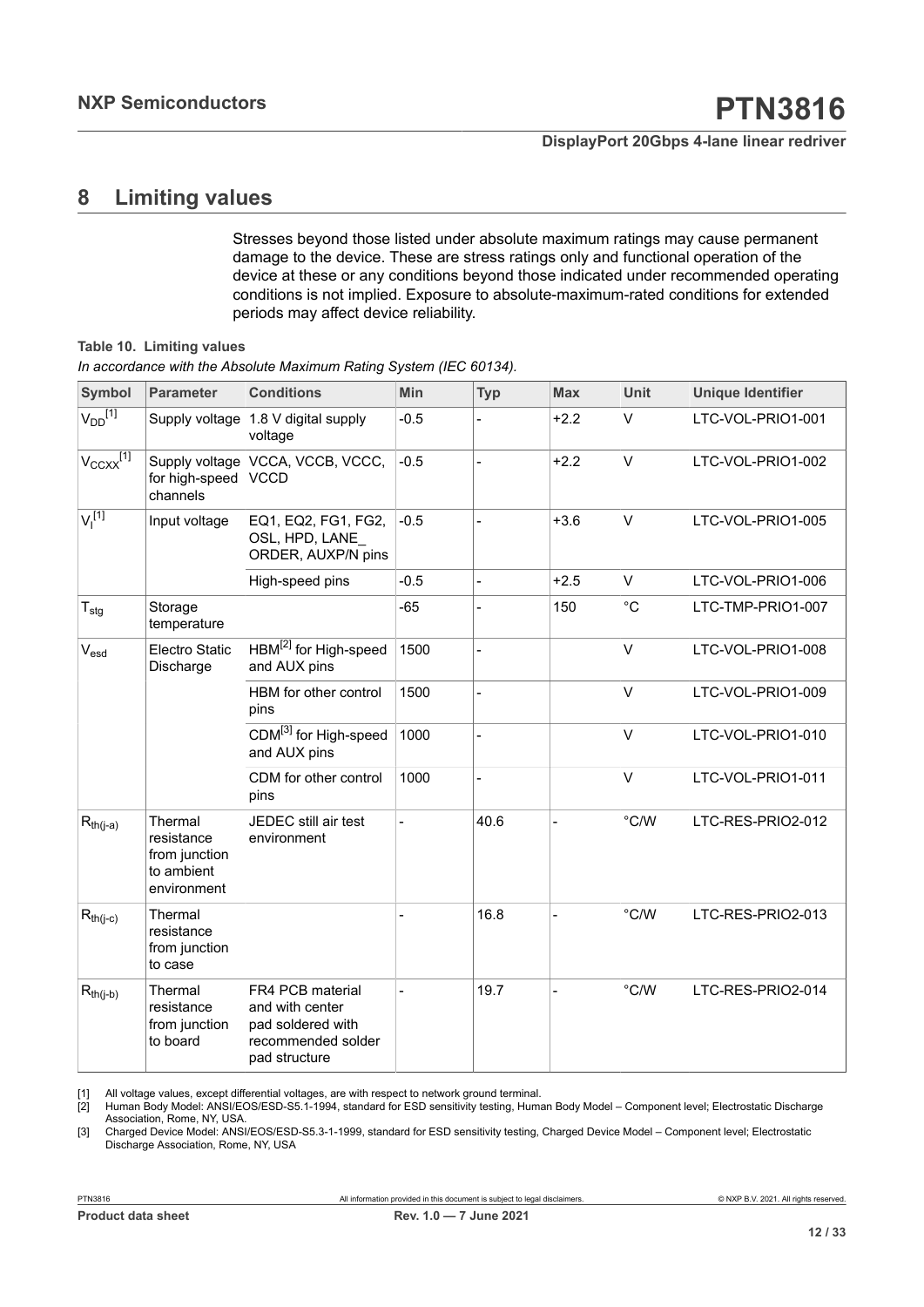# 8 Limiting values

Stresses beyond those listed under absolute maximum ratings may cause permanent damage to the device. These are stress ratings only and functional operation of the device at these or any conditions beyond those indicated under recommended operating conditions is not implied. Exposure to absolute-maximum-rated conditions for extended periods may affect device reliability.

**Table 10. Limiting values**

*In accordance with the Absolute Maximum Rating System (IEC 60134).*

| Symbol | Parameter | Conditions | Min | Typ | Max | Unit | Unique Identifier |
|---|---|---|---|---|---|---|---|
| $V_{DD}$ [1] | Supply voltage | 1.8 V digital supply voltage | -0.5 | - | +2.2 | V | LTC-VOL-PRIO1-001 |
| $V_{CCXX}$ [1] | Supply voltage for high-speed channels | VCCA, VCCB, VCCC, VCCD | -0.5 | - | +2.2 | V | LTC-VOL-PRIO1-002 |
| $V_I$ [1] | Input voltage | EQ1, EQ2, FG1, FG2, OSL, HPD, LANE_ ORDER, AUXP/N pins | -0.5 | - | +3.6 | V | LTC-VOL-PRIO1-005 |
| | | High-speed pins | -0.5 | - | +2.5 | V | LTC-VOL-PRIO1-006 |
| $T_{stg}$ | Storage temperature | | -65 | - | 150 | °C | LTC-TMP-PRIO1-007 |
| $V_{esd}$ | Electro Static Discharge | HBM[2] for High-speed and AUX pins | 1500 | - | | V | LTC-VOL-PRIO1-008 |
| | | HBM for other control pins | 1500 | - | | V | LTC-VOL-PRIO1-009 |
| | | CDM[3] for High-speed and AUX pins | 1000 | - | | V | LTC-VOL-PRIO1-010 |
| | | CDM for other control pins | 1000 | - | | V | LTC-VOL-PRIO1-011 |
| $R_{th(j-a)}$ | Thermal resistance from junction to ambient environment | JEDEC still air test environment | - | 40.6 | - | °C/W | LTC-RES-PRIO2-012 |
| $R_{th(j-c)}$ | Thermal resistance from junction to case | | - | 16.8 | - | °C/W | LTC-RES-PRIO2-013 |
| $R_{th(j-b)}$ | Thermal resistance from junction to board | FR4 PCB material and with center pad soldered with recommended solder pad structure | - | 19.7 | - | °C/W | LTC-RES-PRIO2-014 |

[1] All voltage values, except differential voltages, are with respect to network ground terminal.

[2] Human Body Model: ANSI/EOS/ESD-S5.1-1994, standard for ESD sensitivity testing, Human Body Model – Component level; Electrostatic Discharge Association, Rome, NY, USA.

[3] Charged Device Model: ANSI/EOS/ESD-S5.3-1-1999, standard for ESD sensitivity testing, Charged Device Model – Component level; Electrostatic Discharge Association, Rome, NY, USA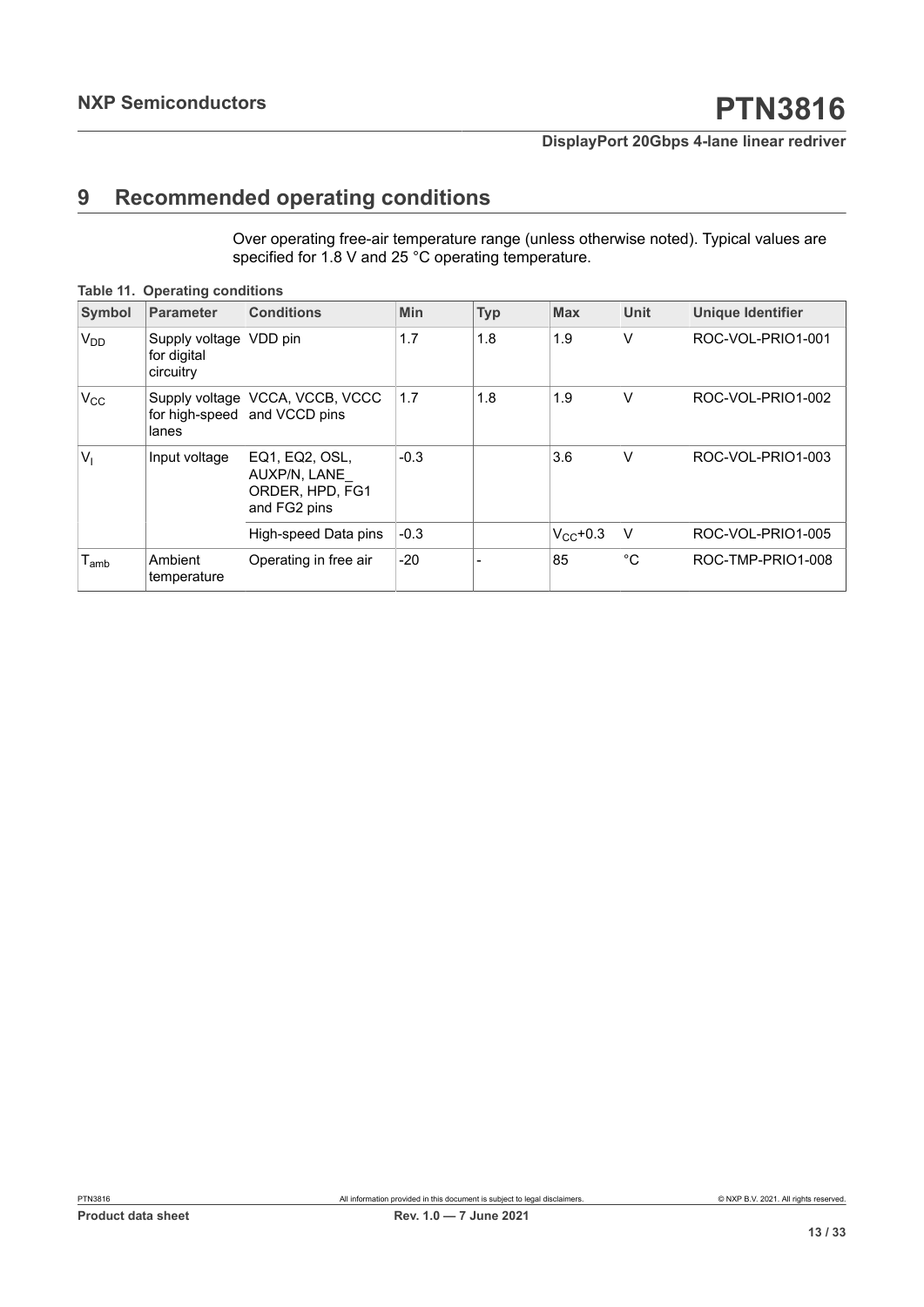# 9 Recommended operating conditions

Over operating free-air temperature range (unless otherwise noted). Typical values are specified for 1.8 V and 25 °C operating temperature.

**Table 11. Operating conditions**

| Symbol | Parameter | Conditions | Min | Typ | Max | Unit | Unique Identifier |
|---|---|---|---|---|---|---|---|
| $V_{DD}$ | Supply voltage for digital circuitry | VDD pin | 1.7 | 1.8 | 1.9 | V | ROC-VOL-PRIO1-001 |
| $V_{CC}$ | Supply voltage for high-speed lanes | VCCA, VCCB, VCCC and VCCD pins | 1.7 | 1.8 | 1.9 | V | ROC-VOL-PRIO1-002 |
| $V_I$ | Input voltage | EQ1, EQ2, OSL, AUXP/N, LANE_ ORDER, HPD, FG1 and FG2 pins | -0.3 | | 3.6 | V | ROC-VOL-PRIO1-003 |
| | | High-speed Data pins | -0.3 | | $V_{CC}$+0.3 | V | ROC-VOL-PRIO1-005 |
| $T_{amb}$ | Ambient temperature | Operating in free air | -20 | - | 85 | °C | ROC-TMP-PRIO1-008 |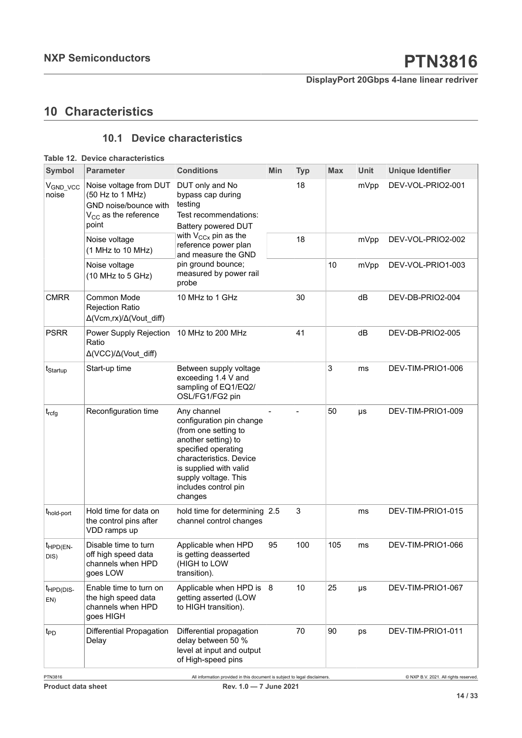# 10 Characteristics

## 10.1 Device characteristics

**Table 12. Device characteristics**

| Symbol | Parameter | Conditions | Min | Typ | Max | Unit | Unique Identifier |
|---|---|---|---|---|---|---|---|
| $V_{GND\_VCC}$ noise | Noise voltage from DUT (50 Hz to 1 MHz) GND noise/bounce with $V_{CC}$ as the reference point | DUT only and No bypass cap during testing Test recommendations: Battery powered DUT with $V_{CCx}$ pin as the reference power plan and measure the GND pin ground bounce; measured by power rail probe | | 18 | | mVpp | DEV-VOL-PRIO2-001 |
| | Noise voltage (1 MHz to 10 MHz) | | | 18 | | mVpp | DEV-VOL-PRIO2-002 |
| | Noise voltage (10 MHz to 5 GHz) | | | | 10 | mVpp | DEV-VOL-PRIO1-003 |
| CMRR | Common Mode Rejection Ratio Δ(Vcm,rx)/Δ(Vout_diff) | 10 MHz to 1 GHz | | 30 | | dB | DEV-DB-PRIO2-004 |
| PSRR | Power Supply Rejection Ratio Δ(VCC)/Δ(Vout_diff) | 10 MHz to 200 MHz | | 41 | | dB | DEV-DB-PRIO2-005 |
| $t_{Startup}$ | Start-up time | Between supply voltage exceeding 1.4 V and sampling of EQ1/EQ2/OSL/FG1/FG2 pin | | | 3 | ms | DEV-TIM-PRIO1-006 |
| $t_{rcfg}$ | Reconfiguration time | Any channel configuration pin change (from one setting to another setting) to specified operating characteristics. Device is supplied with valid supply voltage. This includes control pin changes | - | - | 50 | μs | DEV-TIM-PRIO1-009 |
| $t_{hold\text{-}port}$ | Hold time for data on the control pins after VDD ramps up | hold time for determining channel control changes | 2.5 | 3 | | ms | DEV-TIM-PRIO1-015 |
| $t_{HPD(EN\text{-}DIS)}$ | Disable time to turn off high speed data channels when HPD goes LOW | Applicable when HPD is getting deasserted (HIGH to LOW transition). | 95 | 100 | 105 | ms | DEV-TIM-PRIO1-066 |
| $t_{HPD(DIS\text{-}EN)}$ | Enable time to turn on the high speed data channels when HPD goes HIGH | Applicable when HPD is getting asserted (LOW to HIGH transition). | 8 | 10 | 25 | μs | DEV-TIM-PRIO1-067 |
| $t_{PD}$ | Differential Propagation Delay | Differential propagation delay between 50 % level at input and output of High-speed pins | | 70 | 90 | ps | DEV-TIM-PRIO1-011 |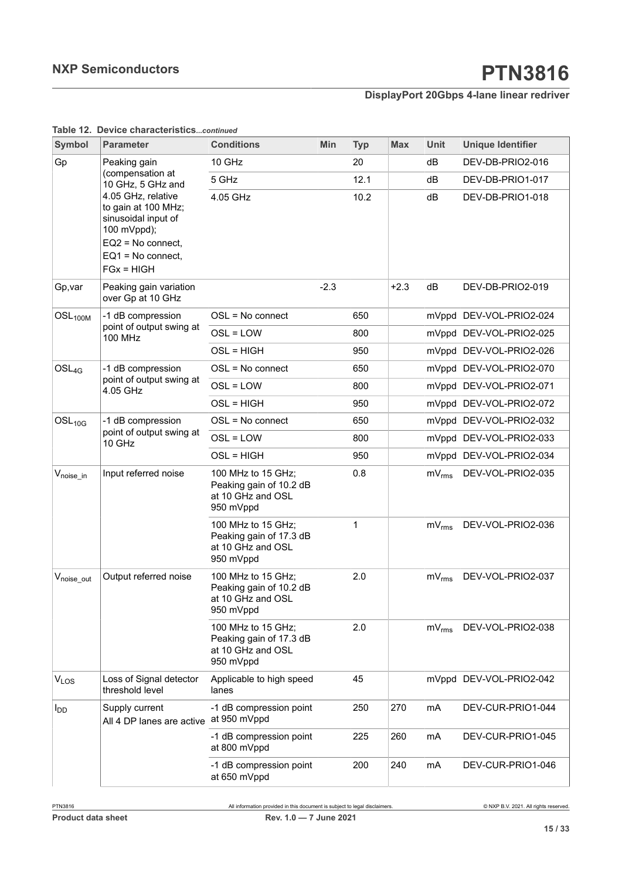**Table 12. Device characteristics** *...continued*

| Symbol | Parameter | Conditions | Min | Typ | Max | Unit | Unique Identifier |
|---|---|---|---|---|---|---|---|
| Gp | Peaking gain (compensation at 10 GHz, 5 GHz and 4.05 GHz, relative to gain at 100 MHz; sinusoidal input of 100 mVppd); EQ2 = No connect, EQ1 = No connect, FGx = HIGH | 10 GHz | | 20 | | dB | DEV-DB-PRIO2-016 |
| | | 5 GHz | | 12.1 | | dB | DEV-DB-PRIO1-017 |
| | | 4.05 GHz | | 10.2 | | dB | DEV-DB-PRIO1-018 |
| Gp,var | Peaking gain variation over Gp at 10 GHz | | -2.3 | | +2.3 | dB | DEV-DB-PRIO2-019 |
| $OSL_{100M}$ | -1 dB compression point of output swing at 100 MHz | OSL = No connect | | 650 | | mVppd | DEV-VOL-PRIO2-024 |
| | | OSL = LOW | | 800 | | mVppd | DEV-VOL-PRIO2-025 |
| | | OSL = HIGH | | 950 | | mVppd | DEV-VOL-PRIO2-026 |
| $OSL_{4G}$ | -1 dB compression point of output swing at 4.05 GHz | OSL = No connect | | 650 | | mVppd | DEV-VOL-PRIO2-070 |
| | | OSL = LOW | | 800 | | mVppd | DEV-VOL-PRIO2-071 |
| | | OSL = HIGH | | 950 | | mVppd | DEV-VOL-PRIO2-072 |
| $OSL_{10G}$ | -1 dB compression point of output swing at 10 GHz | OSL = No connect | | 650 | | mVppd | DEV-VOL-PRIO2-032 |
| | | OSL = LOW | | 800 | | mVppd | DEV-VOL-PRIO2-033 |
| | | OSL = HIGH | | 950 | | mVppd | DEV-VOL-PRIO2-034 |
| $V_{noise\_in}$ | Input referred noise | 100 MHz to 15 GHz; Peaking gain of 10.2 dB at 10 GHz and OSL 950 mVppd | | 0.8 | | $mV_{rms}$ | DEV-VOL-PRIO2-035 |
| | | 100 MHz to 15 GHz; Peaking gain of 17.3 dB at 10 GHz and OSL 950 mVppd | | 1 | | $mV_{rms}$ | DEV-VOL-PRIO2-036 |
| $V_{noise\_out}$ | Output referred noise | 100 MHz to 15 GHz; Peaking gain of 10.2 dB at 10 GHz and OSL 950 mVppd | | 2.0 | | $mV_{rms}$ | DEV-VOL-PRIO2-037 |
| | | 100 MHz to 15 GHz; Peaking gain of 17.3 dB at 10 GHz and OSL 950 mVppd | | 2.0 | | $mV_{rms}$ | DEV-VOL-PRIO2-038 |
| $V_{LOS}$ | Loss of Signal detector threshold level | Applicable to high speed lanes | | 45 | | mVppd | DEV-VOL-PRIO2-042 |
| $I_{DD}$ | Supply current All 4 DP lanes are active | -1 dB compression point at 950 mVppd | | 250 | 270 | mA | DEV-CUR-PRIO1-044 |
| | | -1 dB compression point at 800 mVppd | | 225 | 260 | mA | DEV-CUR-PRIO1-045 |
| | | -1 dB compression point at 650 mVppd | | 200 | 240 | mA | DEV-CUR-PRIO1-046 |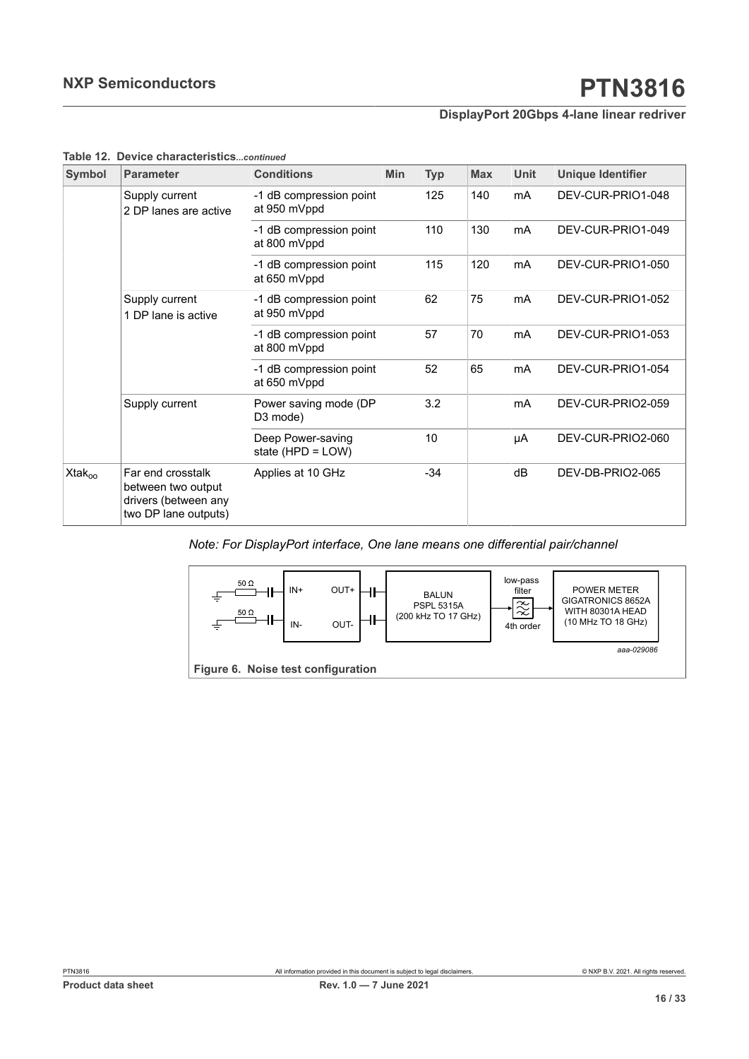**Table 12. Device characteristics** *...continued*

| Symbol | Parameter | Conditions | Min | Typ | Max | Unit | Unique Identifier |
|---|---|---|---|---|---|---|---|
| | Supply current 2 DP lanes are active | -1 dB compression point at 950 mVppd | | 125 | 140 | mA | DEV-CUR-PRIO1-048 |
| | | -1 dB compression point at 800 mVppd | | 110 | 130 | mA | DEV-CUR-PRIO1-049 |
| | | -1 dB compression point at 650 mVppd | | 115 | 120 | mA | DEV-CUR-PRIO1-050 |
| | Supply current 1 DP lane is active | -1 dB compression point at 950 mVppd | | 62 | 75 | mA | DEV-CUR-PRIO1-052 |
| | | -1 dB compression point at 800 mVppd | | 57 | 70 | mA | DEV-CUR-PRIO1-053 |
| | | -1 dB compression point at 650 mVppd | | 52 | 65 | mA | DEV-CUR-PRIO1-054 |
| | Supply current | Power saving mode (DP D3 mode) | | 3.2 | | mA | DEV-CUR-PRIO2-059 |
| | | Deep Power-saving state (HPD = LOW) | | 10 | | µA | DEV-CUR-PRIO2-060 |
| $Xtak_{oo}$ | Far end crosstalk between two output drivers (between any two DP lane outputs) | Applies at 10 GHz | | -34 | | dB | DEV-DB-PRIO2-065 |

*Note: For DisplayPort interface, One lane means one differential pair/channel*

50 Ω, 50 Ω, IN+, IN-, OUT+, OUT-, BALUN PSPL 5315A (200 kHz TO 17 GHz), low-pass filter 4th order, POWER METER GIGATRONICS 8652A WITH 80301A HEAD (10 MHz TO 18 GHz)

aaa-029086

**Figure 6. Noise test configuration**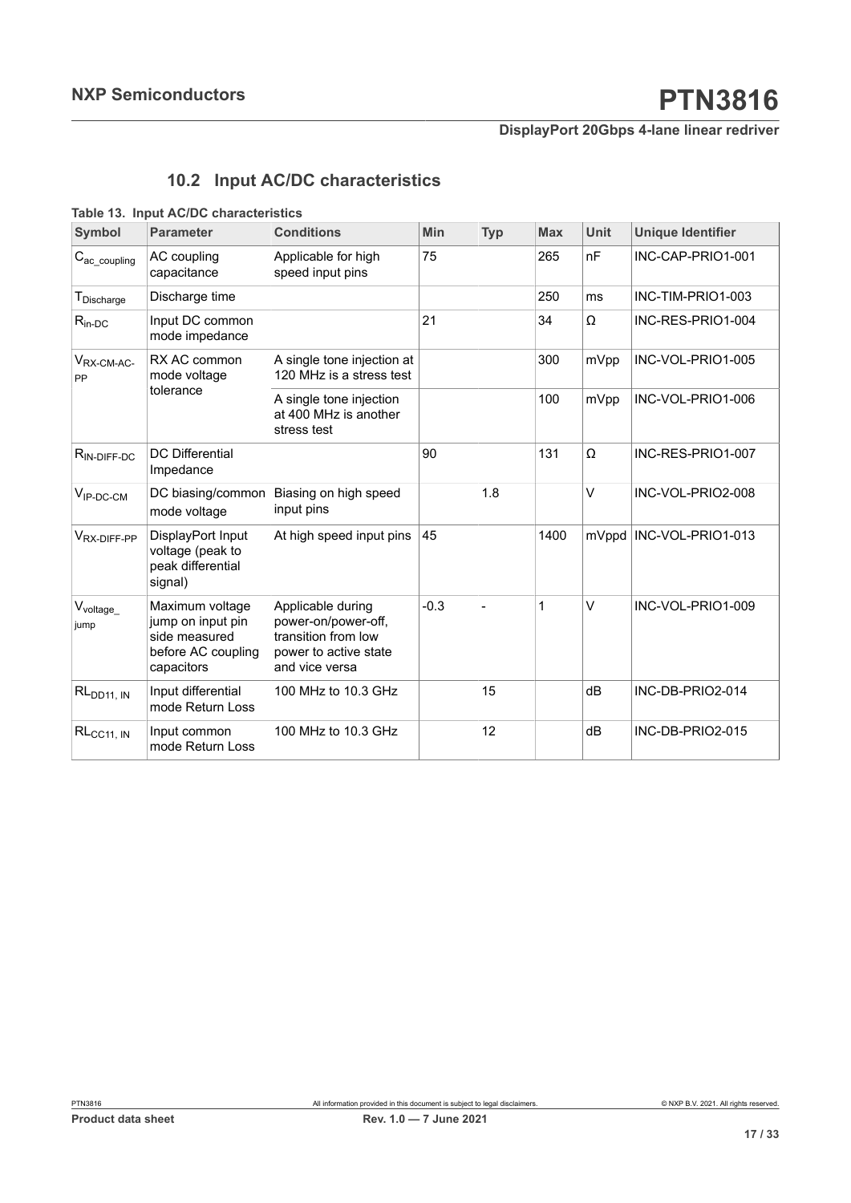## 10.2 Input AC/DC characteristics

**Table 13. Input AC/DC characteristics**

| Symbol | Parameter | Conditions | Min | Typ | Max | Unit | Unique Identifier |
|---|---|---|---|---|---|---|---|
| $C_{ac\_coupling}$ | AC coupling capacitance | Applicable for high speed input pins | 75 | | 265 | nF | INC-CAP-PRIO1-001 |
| $T_{Discharge}$ | Discharge time | | | | 250 | ms | INC-TIM-PRIO1-003 |
| $R_{in\text{-}DC}$ | Input DC common mode impedance | | 21 | | 34 | Ω | INC-RES-PRIO1-004 |
| $V_{RX\text{-}CM\text{-}AC\text{-}PP}$ | RX AC common mode voltage tolerance | A single tone injection at 120 MHz is a stress test | | | 300 | mVpp | INC-VOL-PRIO1-005 |
| | | A single tone injection at 400 MHz is another stress test | | | 100 | mVpp | INC-VOL-PRIO1-006 |
| $R_{IN\text{-}DIFF\text{-}DC}$ | DC Differential Impedance | | 90 | | 131 | Ω | INC-RES-PRIO1-007 |
| $V_{IP\text{-}DC\text{-}CM}$ | DC biasing/common mode voltage | Biasing on high speed input pins | | 1.8 | | V | INC-VOL-PRIO2-008 |
| $V_{RX\text{-}DIFF\text{-}PP}$ | DisplayPort Input voltage (peak to peak differential signal) | At high speed input pins | 45 | | 1400 | mVppd | INC-VOL-PRIO1-013 |
| $V_{voltage\_jump}$ | Maximum voltage jump on input pin side measured before AC coupling capacitors | Applicable during power-on/power-off, transition from low power to active state and vice versa | -0.3 | - | 1 | V | INC-VOL-PRIO1-009 |
| $RL_{DD11,\ IN}$ | Input differential mode Return Loss | 100 MHz to 10.3 GHz | | 15 | | dB | INC-DB-PRIO2-014 |
| $RL_{CC11,\ IN}$ | Input common mode Return Loss | 100 MHz to 10.3 GHz | | 12 | | dB | INC-DB-PRIO2-015 |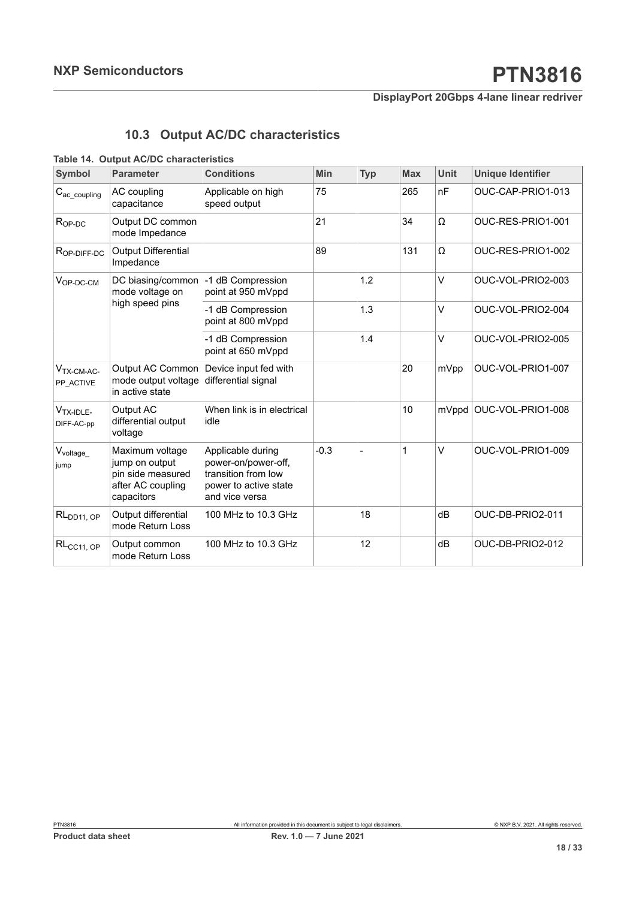## 10.3 Output AC/DC characteristics

**Table 14. Output AC/DC characteristics**

| Symbol | Parameter | Conditions | Min | Typ | Max | Unit | Unique Identifier |
|---|---|---|---|---|---|---|---|
| $C_{ac\_coupling}$ | AC coupling capacitance | Applicable on high speed output | 75 | | 265 | nF | OUC-CAP-PRIO1-013 |
| $R_{OP\text{-}DC}$ | Output DC common mode Impedance | | 21 | | 34 | Ω | OUC-RES-PRIO1-001 |
| $R_{OP\text{-}DIFF\text{-}DC}$ | Output Differential Impedance | | 89 | | 131 | Ω | OUC-RES-PRIO1-002 |
| $V_{OP\text{-}DC\text{-}CM}$ | DC biasing/common mode voltage on high speed pins | -1 dB Compression point at 950 mVppd | | 1.2 | | V | OUC-VOL-PRIO2-003 |
| | | -1 dB Compression point at 800 mVppd | | 1.3 | | V | OUC-VOL-PRIO2-004 |
| | | -1 dB Compression point at 650 mVppd | | 1.4 | | V | OUC-VOL-PRIO2-005 |
| $V_{TX\text{-}CM\text{-}AC\text{-}PP\_ACTIVE}$ | Output AC Common mode output voltage in active state | Device input fed with differential signal | | | 20 | mVpp | OUC-VOL-PRIO1-007 |
| $V_{TX\text{-}IDLE\text{-}DIFF\text{-}AC\text{-}pp}$ | Output AC differential output voltage | When link is in electrical idle | | | 10 | mVppd | OUC-VOL-PRIO1-008 |
| $V_{voltage\_jump}$ | Maximum voltage jump on output pin side measured after AC coupling capacitors | Applicable during power-on/power-off, transition from low power to active state and vice versa | -0.3 | - | 1 | V | OUC-VOL-PRIO1-009 |
| $RL_{DD11,\ OP}$ | Output differential mode Return Loss | 100 MHz to 10.3 GHz | | 18 | | dB | OUC-DB-PRIO2-011 |
| $RL_{CC11,\ OP}$ | Output common mode Return Loss | 100 MHz to 10.3 GHz | | 12 | | dB | OUC-DB-PRIO2-012 |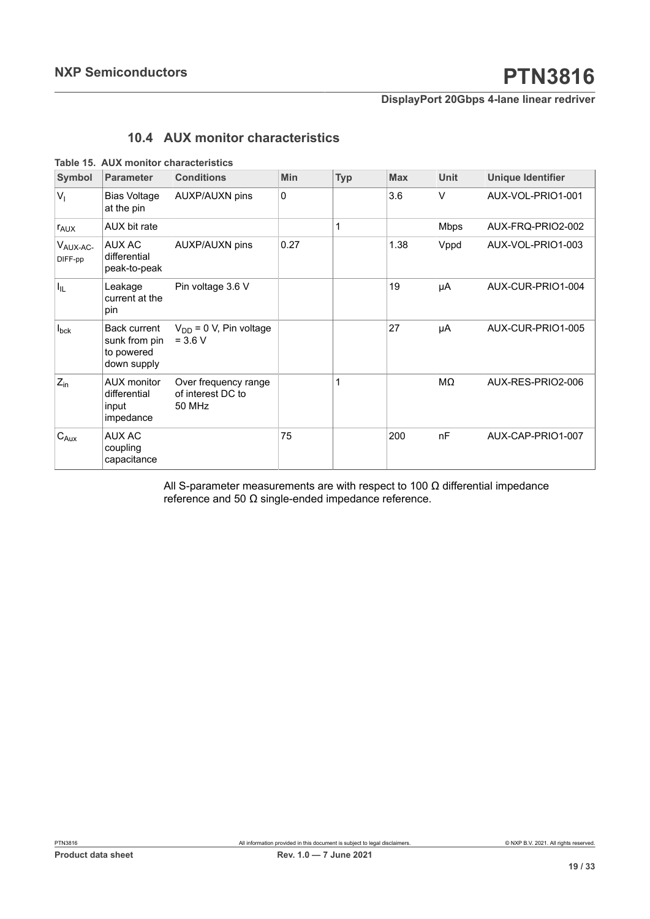## 10.4 AUX monitor characteristics

**Table 15. AUX monitor characteristics**

| Symbol | Parameter | Conditions | Min | Typ | Max | Unit | Unique Identifier |
|---|---|---|---|---|---|---|---|
| $V_I$ | Bias Voltage at the pin | AUXP/AUXN pins | 0 | | 3.6 | V | AUX-VOL-PRIO1-001 |
| $r_{AUX}$ | AUX bit rate | | | 1 | | Mbps | AUX-FRQ-PRIO2-002 |
| $V_{AUX\text{-}AC\text{-}DIFF\text{-}pp}$ | AUX AC differential peak-to-peak | AUXP/AUXN pins | 0.27 | | 1.38 | Vppd | AUX-VOL-PRIO1-003 |
| $I_{IL}$ | Leakage current at the pin | Pin voltage 3.6 V | | | 19 | μA | AUX-CUR-PRIO1-004 |
| $I_{bck}$ | Back current sunk from pin to powered down supply | $V_{DD}$ = 0 V, Pin voltage = 3.6 V | | | 27 | μA | AUX-CUR-PRIO1-005 |
| $Z_{in}$ | AUX monitor differential input impedance | Over frequency range of interest DC to 50 MHz | | 1 | | MΩ | AUX-RES-PRIO2-006 |
| $C_{Aux}$ | AUX AC coupling capacitance | | 75 | | 200 | nF | AUX-CAP-PRIO1-007 |

All S-parameter measurements are with respect to 100 Ω differential impedance reference and 50 Ω single-ended impedance reference.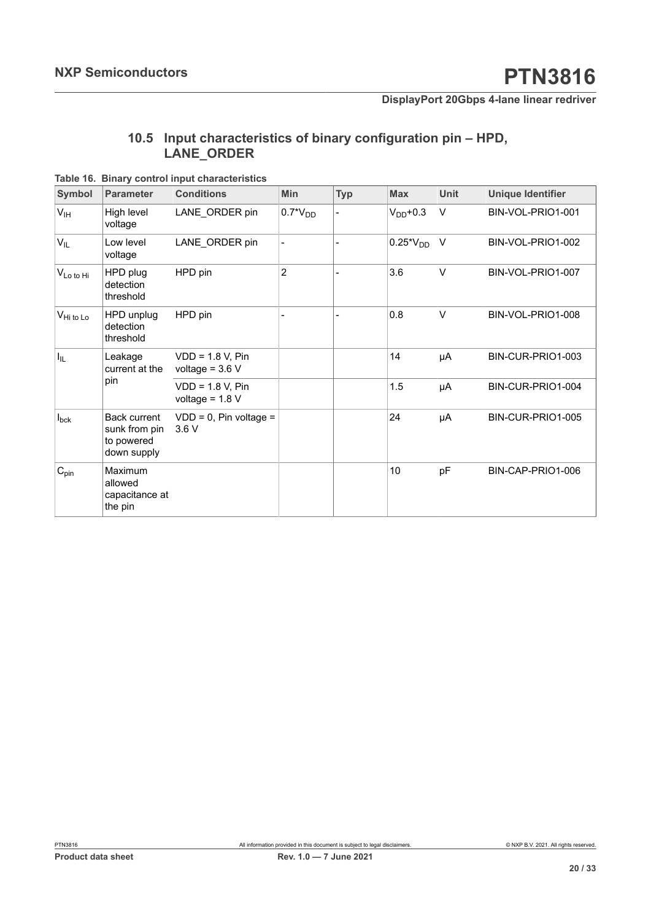### 10.5 Input characteristics of binary configuration pin – HPD, LANE_ORDER

**Table 16. Binary control input characteristics**

| Symbol | Parameter | Conditions | Min | Typ | Max | Unit | Unique Identifier |
|---|---|---|---|---|---|---|---|
| $V_{IH}$ | High level voltage | LANE_ORDER pin | $0.7*V_{DD}$ | - | $V_{DD}+0.3$ | V | BIN-VOL-PRIO1-001 |
| $V_{IL}$ | Low level voltage | LANE_ORDER pin | - | - | $0.25*V_{DD}$ | V | BIN-VOL-PRIO1-002 |
| $V_{Lo\ to\ Hi}$ | HPD plug detection threshold | HPD pin | 2 | - | 3.6 | V | BIN-VOL-PRIO1-007 |
| $V_{Hi\ to\ Lo}$ | HPD unplug detection threshold | HPD pin | - | - | 0.8 | V | BIN-VOL-PRIO1-008 |
| $I_{IL}$ | Leakage current at the pin | VDD = 1.8 V, Pin voltage = 3.6 V | | | 14 | µA | BIN-CUR-PRIO1-003 |
| | | VDD = 1.8 V, Pin voltage = 1.8 V | | | 1.5 | µA | BIN-CUR-PRIO1-004 |
| $I_{bck}$ | Back current sunk from pin to powered down supply | VDD = 0, Pin voltage = 3.6 V | | | 24 | µA | BIN-CUR-PRIO1-005 |
| $C_{pin}$ | Maximum allowed capacitance at the pin | | | | 10 | pF | BIN-CAP-PRIO1-006 |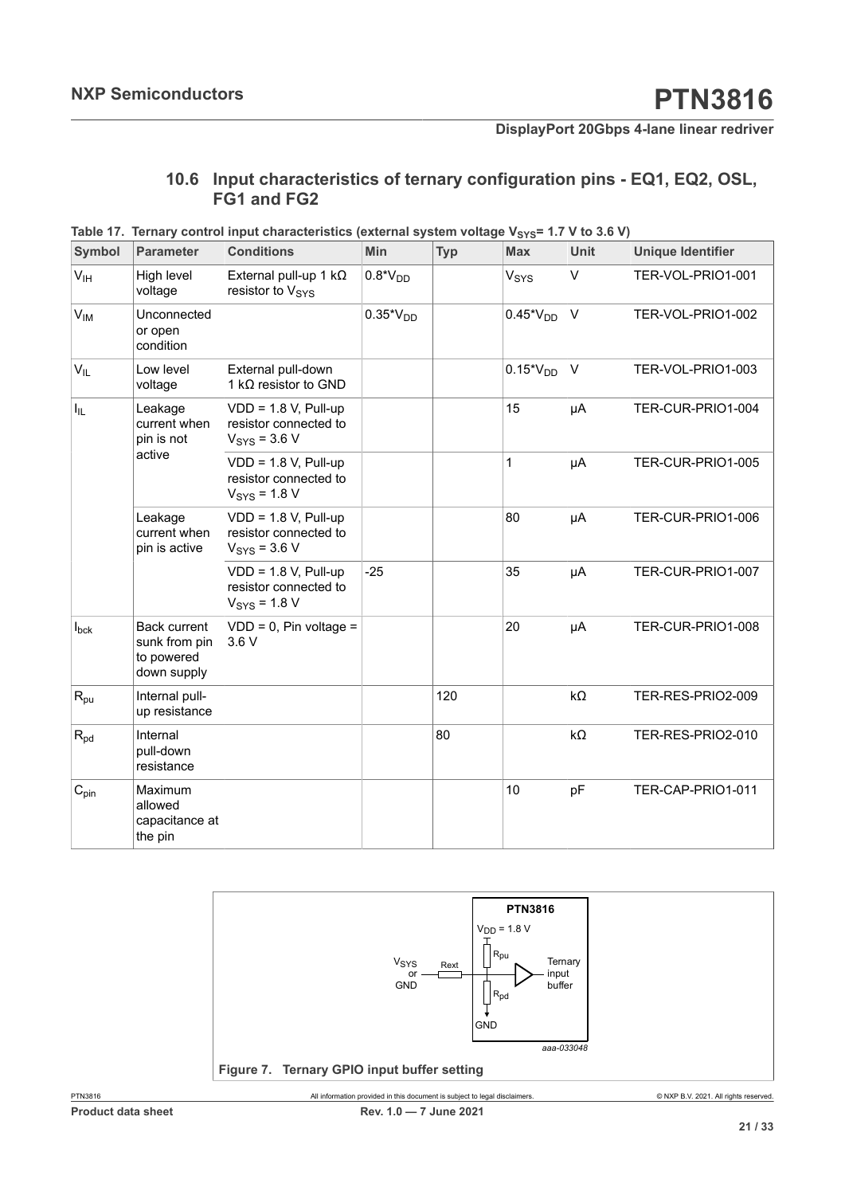### 10.6 Input characteristics of ternary configuration pins - EQ1, EQ2, OSL, FG1 and FG2

**Table 17. Ternary control input characteristics (external system voltage $V_{SYS}$= 1.7 V to 3.6 V)**

| Symbol | Parameter | Conditions | Min | Typ | Max | Unit | Unique Identifier |
|---|---|---|---|---|---|---|---|
| $V_{IH}$ | High level voltage | External pull-up 1 kΩ resistor to $V_{SYS}$ | $0.8*V_{DD}$ | | $V_{SYS}$ | V | TER-VOL-PRIO1-001 |
| $V_{IM}$ | Unconnected or open condition | | $0.35*V_{DD}$ | | $0.45*V_{DD}$ | V | TER-VOL-PRIO1-002 |
| $V_{IL}$ | Low level voltage | External pull-down 1 kΩ resistor to GND | | | $0.15*V_{DD}$ | V | TER-VOL-PRIO1-003 |
| $I_{IL}$ | Leakage current when pin is not active | VDD = 1.8 V, Pull-up resistor connected to $V_{SYS}$ = 3.6 V | | | 15 | µA | TER-CUR-PRIO1-004 |
| | | VDD = 1.8 V, Pull-up resistor connected to $V_{SYS}$ = 1.8 V | | | 1 | µA | TER-CUR-PRIO1-005 |
| | Leakage current when pin is active | VDD = 1.8 V, Pull-up resistor connected to $V_{SYS}$ = 3.6 V | | | 80 | µA | TER-CUR-PRIO1-006 |
| | | VDD = 1.8 V, Pull-up resistor connected to $V_{SYS}$ = 1.8 V | -25 | | 35 | µA | TER-CUR-PRIO1-007 |
| $I_{bck}$ | Back current sunk from pin to powered down supply | VDD = 0, Pin voltage = 3.6 V | | | 20 | µA | TER-CUR-PRIO1-008 |
| $R_{pu}$ | Internal pull-up resistance | | | 120 | | kΩ | TER-RES-PRIO2-009 |
| $R_{pd}$ | Internal pull-down resistance | | | 80 | | kΩ | TER-RES-PRIO2-010 |
| $C_{pin}$ | Maximum allowed capacitance at the pin | | | | 10 | pF | TER-CAP-PRIO1-011 |

**Figure 7. Ternary GPIO input buffer setting**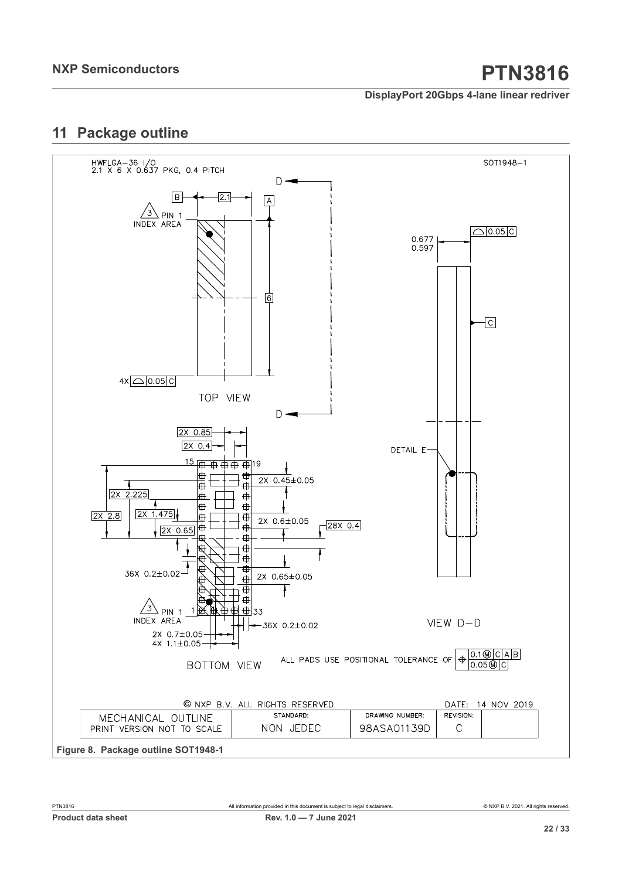## 11 Package outline

HWFLGA–36 I/O
2.1 X 6 X 0.637 PKG, 0.4 PITCH

SOT1948–1

TOP VIEW

VIEW D–D

BOTTOM VIEW

ALL PADS USE POSITIONAL TOLERANCE OF 0.1Ⓜ C A B / 0.05Ⓜ C

© NXP B.V. ALL RIGHTS RESERVED — DATE: 14 NOV 2019

| MECHANICAL OUTLINE PRINT VERSION NOT TO SCALE | STANDARD: NON JEDEC | DRAWING NUMBER: 98ASA01139D | REVISION: C |
| --- | --- | --- | --- |

Figure 8. Package outline SOT1948-1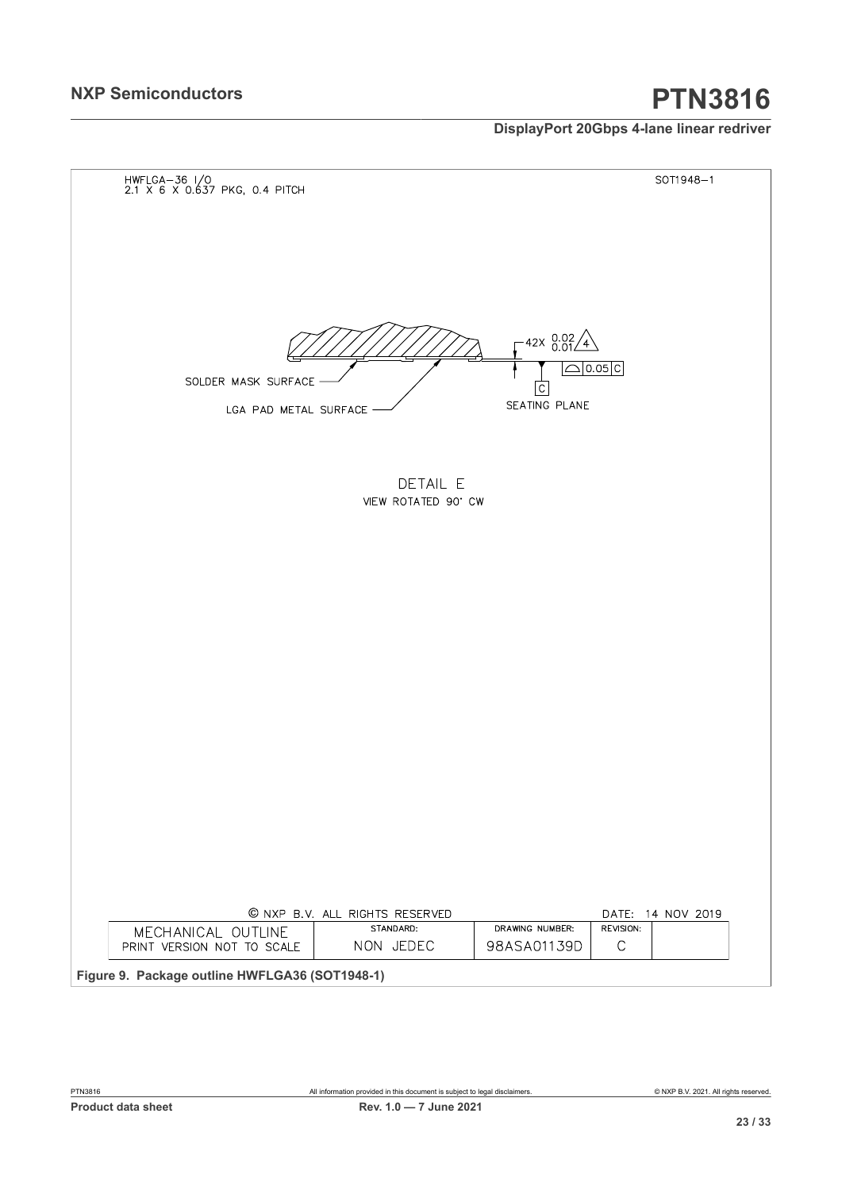HWFLGA−36 I/O
2.1 X 6 X 0.637 PKG, 0.4 PITCH

SOT1948−1

42X 0.02 / 0.01 [4]

0.05 C

SOLDER MASK SURFACE

LGA PAD METAL SURFACE

C

SEATING PLANE

DETAIL E
VIEW ROTATED 90° CW

© NXP B.V. ALL RIGHTS RESERVED

DATE: 14 NOV 2019

| MECHANICAL OUTLINE PRINT VERSION NOT TO SCALE | STANDARD: NON JEDEC | DRAWING NUMBER: 98ASA01139D | REVISION: C | |
|---|---|---|---|---|

**Figure 9. Package outline HWFLGA36 (SOT1948-1)**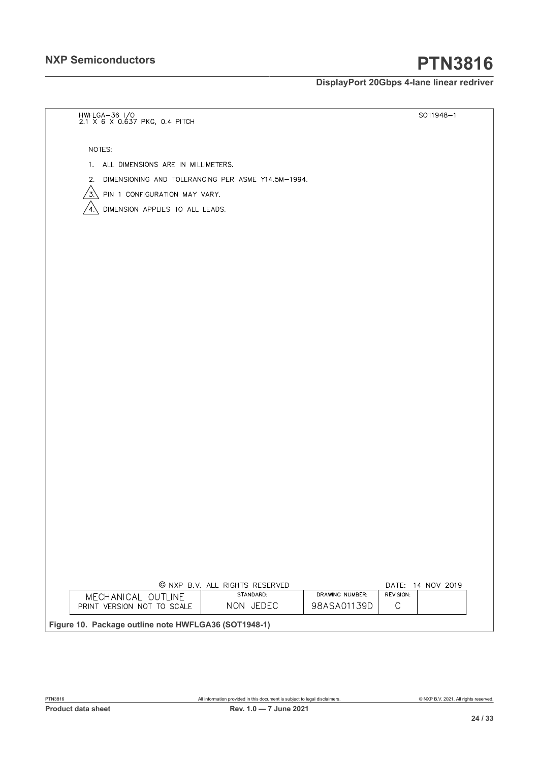HWFLGA–36 I/O
2.1 X 6 X 0.637 PKG, 0.4 PITCH

SOT1948–1

NOTES:

1. ALL DIMENSIONS ARE IN MILLIMETERS.
2. DIMENSIONING AND TOLERANCING PER ASME Y14.5M–1994.
3. PIN 1 CONFIGURATION MAY VARY.
4. DIMENSION APPLIES TO ALL LEADS.

© NXP B.V. ALL RIGHTS RESERVED — DATE: 14 NOV 2019

| MECHANICAL OUTLINE PRINT VERSION NOT TO SCALE | STANDARD: NON JEDEC | DRAWING NUMBER: 98ASA01139D | REVISION: C |
| --- | --- | --- | --- |

Figure 10. Package outline note HWFLGA36 (SOT1948-1)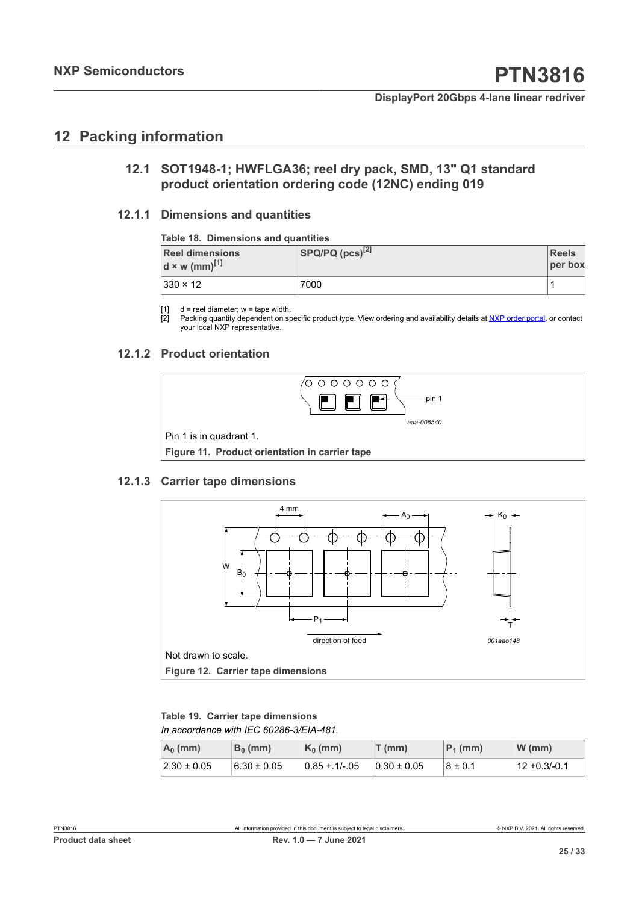# 12 Packing information

## 12.1 SOT1948-1; HWFLGA36; reel dry pack, SMD, 13" Q1 standard product orientation ordering code (12NC) ending 019

### 12.1.1 Dimensions and quantities

**Table 18. Dimensions and quantities**

| Reel dimensions d × w (mm)[1] | SPQ/PQ (pcs)[2] | Reels per box |
|---|---|---|
| 330 × 12 | 7000 | 1 |

[1] d = reel diameter; w = tape width.
[2] Packing quantity dependent on specific product type. View ordering and availability details at NXP order portal, or contact your local NXP representative.

### 12.1.2 Product orientation

Pin 1 is in quadrant 1.

**Figure 11. Product orientation in carrier tape**

### 12.1.3 Carrier tape dimensions

Not drawn to scale.

**Figure 12. Carrier tape dimensions**

**Table 19. Carrier tape dimensions**

*In accordance with IEC 60286-3/EIA-481.*

| $A_0$ (mm) | $B_0$ (mm) | $K_0$ (mm) | T (mm) | $P_1$ (mm) | W (mm) |
|---|---|---|---|---|---|
| 2.30 ± 0.05 | 6.30 ± 0.05 | 0.85 +.1/-.05 | 0.30 ± 0.05 | 8 ± 0.1 | 12 +0.3/-0.1 |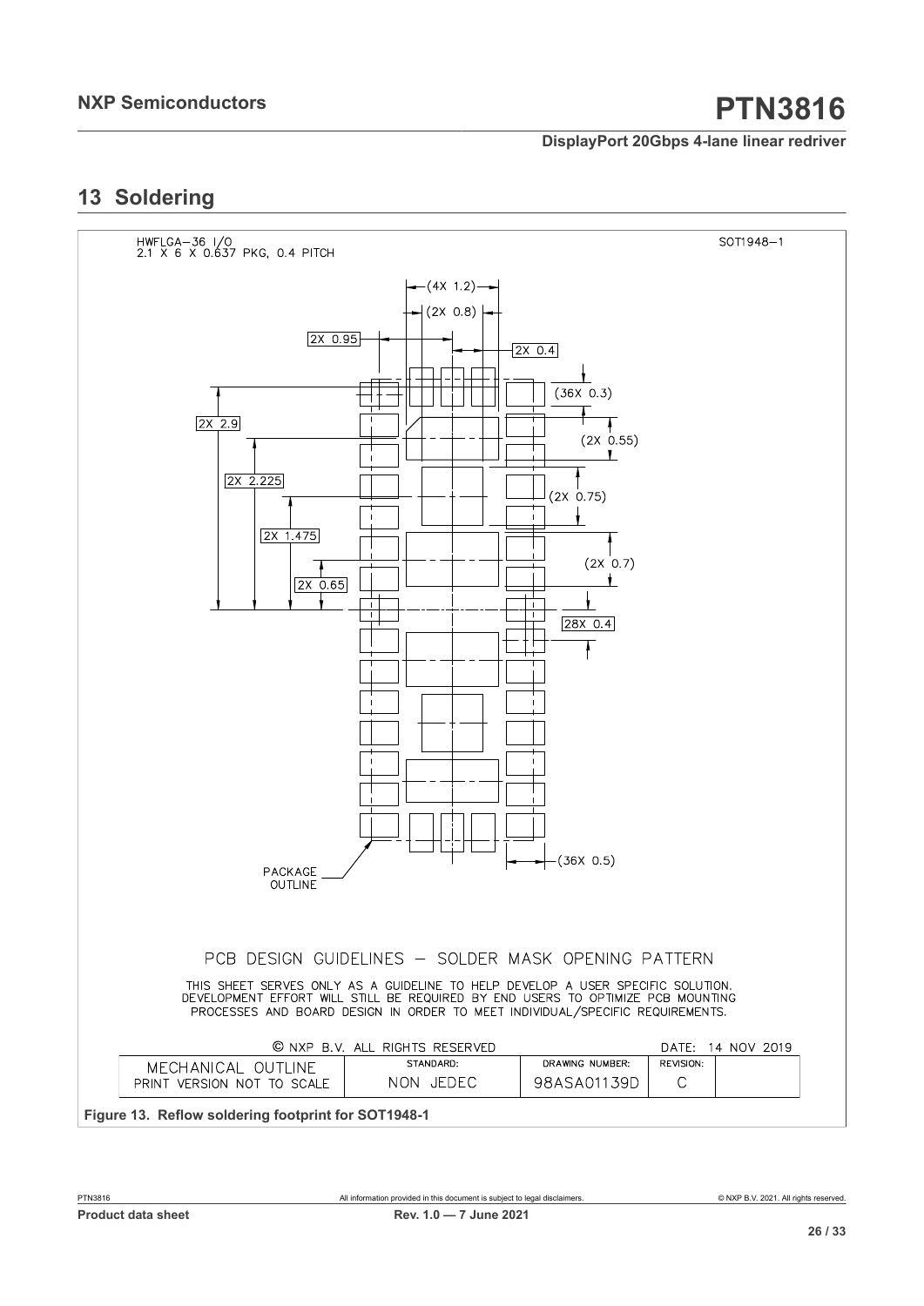## 13 Soldering

HWFLGA-36 I/O
2.1 X 6 X 0.637 PKG, 0.4 PITCH

SOT1948-1

(4X 1.2)

(2X 0.8)

2X 0.95

2X 0.4

(36X 0.3)

2X 2.9

(2X 0.55)

2X 2.225

(2X 0.75)

2X 1.475

(2X 0.7)

2X 0.65

28X 0.4

(36X 0.5)

PACKAGE OUTLINE

PCB DESIGN GUIDELINES – SOLDER MASK OPENING PATTERN

THIS SHEET SERVES ONLY AS A GUIDELINE TO HELP DEVELOP A USER SPECIFIC SOLUTION. DEVELOPMENT EFFORT WILL STILL BE REQUIRED BY END USERS TO OPTIMIZE PCB MOUNTING PROCESSES AND BOARD DESIGN IN ORDER TO MEET INDIVIDUAL/SPECIFIC REQUIREMENTS.

© NXP B.V. ALL RIGHTS RESERVED | DATE: 14 NOV 2019

| MECHANICAL OUTLINE PRINT VERSION NOT TO SCALE | STANDARD: NON JEDEC | DRAWING NUMBER: 98ASA01139D | REVISION: C |
|---|---|---|---|

**Figure 13. Reflow soldering footprint for SOT1948-1**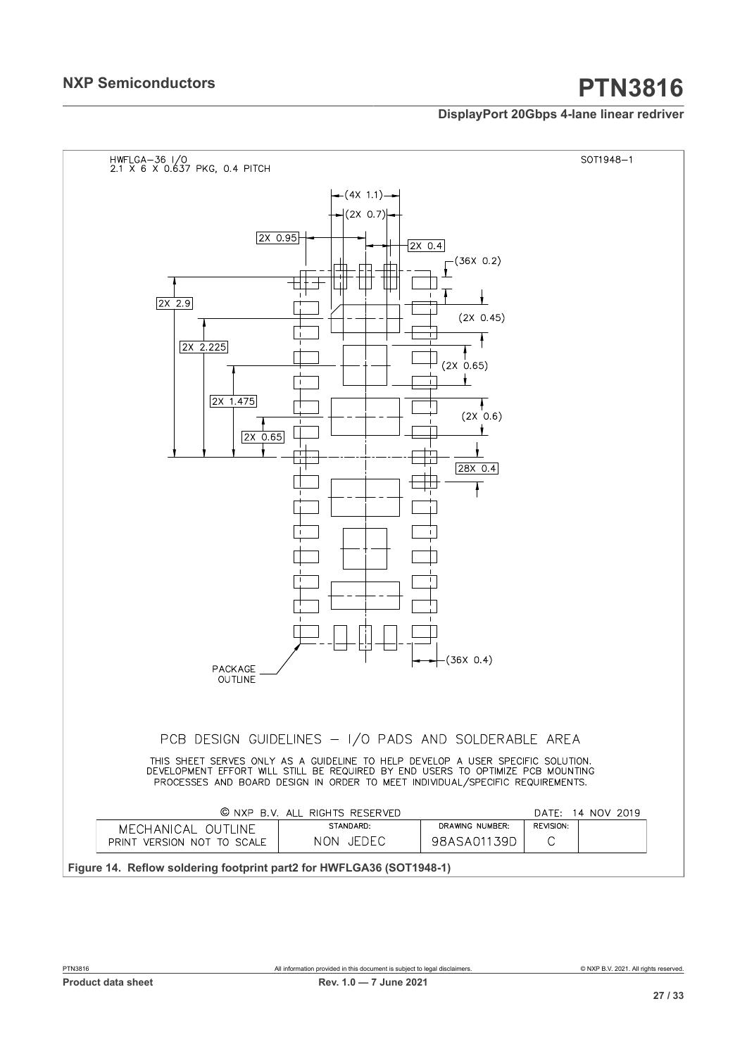HWFLGA-36 I/O
2.1 X 6 X 0.637 PKG, 0.4 PITCH

SOT1948-1

(4X 1.1)

(2X 0.7)

2X 0.95

2X 0.4

(36X 0.2)

2X 2.9

(2X 0.45)

2X 2.225

(2X 0.65)

2X 1.475

(2X 0.6)

2X 0.65

28X 0.4

PACKAGE OUTLINE

(36X 0.4)

PCB DESIGN GUIDELINES – I/O PADS AND SOLDERABLE AREA

THIS SHEET SERVES ONLY AS A GUIDELINE TO HELP DEVELOP A USER SPECIFIC SOLUTION. DEVELOPMENT EFFORT WILL STILL BE REQUIRED BY END USERS TO OPTIMIZE PCB MOUNTING PROCESSES AND BOARD DESIGN IN ORDER TO MEET INDIVIDUAL/SPECIFIC REQUIREMENTS.

© NXP B.V. ALL RIGHTS RESERVED — DATE: 14 NOV 2019

| MECHANICAL OUTLINE PRINT VERSION NOT TO SCALE | STANDARD: NON JEDEC | DRAWING NUMBER: 98ASA01139D | REVISION: C |
|---|---|---|---|

**Figure 14. Reflow soldering footprint part2 for HWFLGA36 (SOT1948-1)**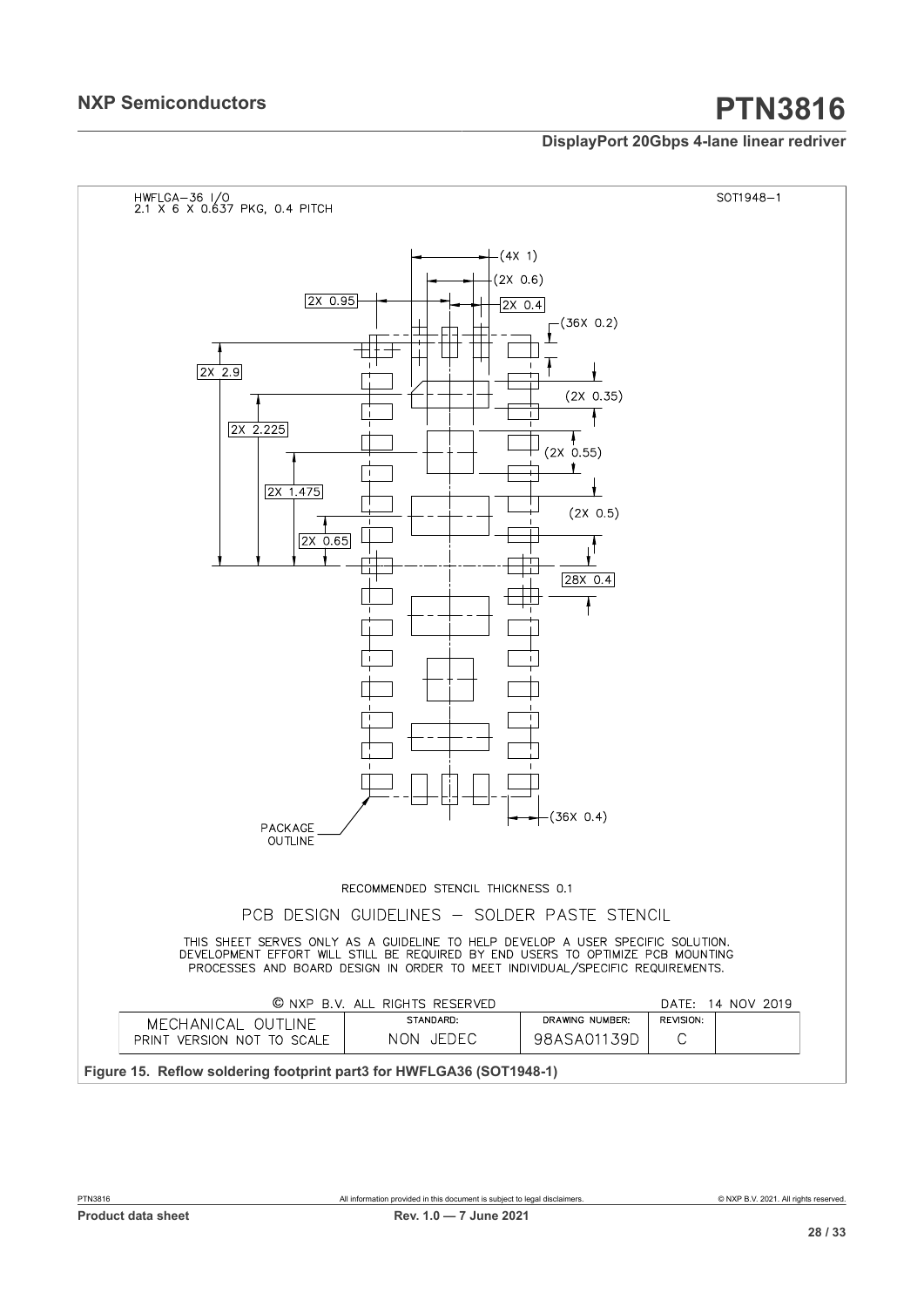HWFLGA-36 I/O
2.1 X 6 X 0.637 PKG, 0.4 PITCH

SOT1948-1

(4X 1)
(2X 0.6)
2X 0.95
2X 0.4
(36X 0.2)
2X 2.9
(2X 0.35)
2X 2.225
(2X 0.55)
2X 1.475
(2X 0.5)
2X 0.65
28X 0.4
PACKAGE OUTLINE
(36X 0.4)

RECOMMENDED STENCIL THICKNESS 0.1

PCB DESIGN GUIDELINES – SOLDER PASTE STENCIL

THIS SHEET SERVES ONLY AS A GUIDELINE TO HELP DEVELOP A USER SPECIFIC SOLUTION. DEVELOPMENT EFFORT WILL STILL BE REQUIRED BY END USERS TO OPTIMIZE PCB MOUNTING PROCESSES AND BOARD DESIGN IN ORDER TO MEET INDIVIDUAL/SPECIFIC REQUIREMENTS.

© NXP B.V. ALL RIGHTS RESERVED — DATE: 14 NOV 2019

| MECHANICAL OUTLINE PRINT VERSION NOT TO SCALE | STANDARD: NON JEDEC | DRAWING NUMBER: 98ASA01139D | REVISION: C |
|---|---|---|---|

**Figure 15. Reflow soldering footprint part3 for HWFLGA36 (SOT1948-1)**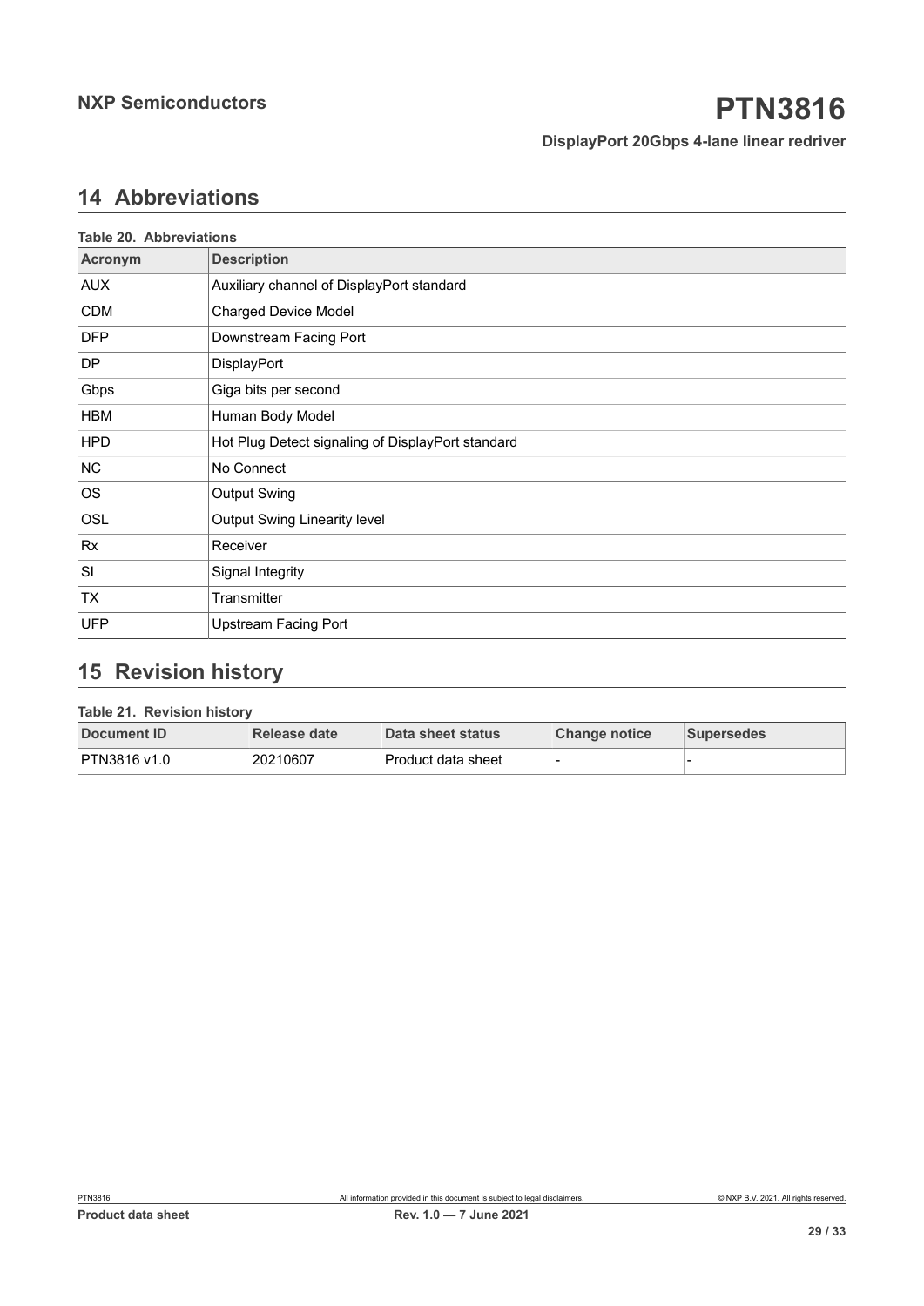## 14 Abbreviations

**Table 20. Abbreviations**

| Acronym | Description |
|---|---|
| AUX | Auxiliary channel of DisplayPort standard |
| CDM | Charged Device Model |
| DFP | Downstream Facing Port |
| DP | DisplayPort |
| Gbps | Giga bits per second |
| HBM | Human Body Model |
| HPD | Hot Plug Detect signaling of DisplayPort standard |
| NC | No Connect |
| OS | Output Swing |
| OSL | Output Swing Linearity level |
| Rx | Receiver |
| SI | Signal Integrity |
| TX | Transmitter |
| UFP | Upstream Facing Port |

## 15 Revision history

**Table 21. Revision history**

| Document ID | Release date | Data sheet status | Change notice | Supersedes |
|---|---|---|---|---|
| PTN3816 v1.0 | 20210607 | Product data sheet | - | - |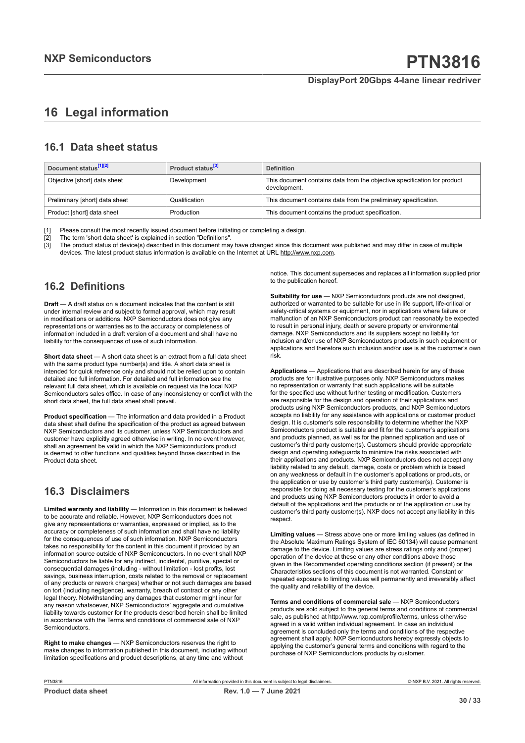# 16 Legal information

## 16.1 Data sheet status

| Document status[1][2] | Product status[3] | Definition |
|---|---|---|
| Objective [short] data sheet | Development | This document contains data from the objective specification for product development. |
| Preliminary [short] data sheet | Qualification | This document contains data from the preliminary specification. |
| Product [short] data sheet | Production | This document contains the product specification. |

[1] Please consult the most recently issued document before initiating or completing a design.
[2] The term 'short data sheet' is explained in section "Definitions".
[3] The product status of device(s) described in this document may have changed since this document was published and may differ in case of multiple devices. The latest product status information is available on the Internet at URL http://www.nxp.com.

## 16.2 Definitions

**Draft** — A draft status on a document indicates that the content is still under internal review and subject to formal approval, which may result in modifications or additions. NXP Semiconductors does not give any representations or warranties as to the accuracy or completeness of information included in a draft version of a document and shall have no liability for the consequences of use of such information.

**Short data sheet** — A short data sheet is an extract from a full data sheet with the same product type number(s) and title. A short data sheet is intended for quick reference only and should not be relied upon to contain detailed and full information. For detailed and full information see the relevant full data sheet, which is available on request via the local NXP Semiconductors sales office. In case of any inconsistency or conflict with the short data sheet, the full data sheet shall prevail.

**Product specification** — The information and data provided in a Product data sheet shall define the specification of the product as agreed between NXP Semiconductors and its customer, unless NXP Semiconductors and customer have explicitly agreed otherwise in writing. In no event however, shall an agreement be valid in which the NXP Semiconductors product is deemed to offer functions and qualities beyond those described in the Product data sheet.

## 16.3 Disclaimers

**Limited warranty and liability** — Information in this document is believed to be accurate and reliable. However, NXP Semiconductors does not give any representations or warranties, expressed or implied, as to the accuracy or completeness of such information and shall have no liability for the consequences of use of such information. NXP Semiconductors takes no responsibility for the content in this document if provided by an information source outside of NXP Semiconductors. In no event shall NXP Semiconductors be liable for any indirect, incidental, punitive, special or consequential damages (including - without limitation - lost profits, lost savings, business interruption, costs related to the removal or replacement of any products or rework charges) whether or not such damages are based on tort (including negligence), warranty, breach of contract or any other legal theory. Notwithstanding any damages that customer might incur for any reason whatsoever, NXP Semiconductors' aggregate and cumulative liability towards customer for the products described herein shall be limited in accordance with the Terms and conditions of commercial sale of NXP Semiconductors.

**Right to make changes** — NXP Semiconductors reserves the right to make changes to information published in this document, including without limitation specifications and product descriptions, at any time and without notice. This document supersedes and replaces all information supplied prior to the publication hereof.

**Suitability for use** — NXP Semiconductors products are not designed, authorized or warranted to be suitable for use in life support, life-critical or safety-critical systems or equipment, nor in applications where failure or malfunction of an NXP Semiconductors product can reasonably be expected to result in personal injury, death or severe property or environmental damage. NXP Semiconductors and its suppliers accept no liability for inclusion and/or use of NXP Semiconductors products in such equipment or applications and therefore such inclusion and/or use is at the customer's own risk.

**Applications** — Applications that are described herein for any of these products are for illustrative purposes only. NXP Semiconductors makes no representation or warranty that such applications will be suitable for the specified use without further testing or modification. Customers are responsible for the design and operation of their applications and products using NXP Semiconductors products, and NXP Semiconductors accepts no liability for any assistance with applications or customer product design. It is customer's sole responsibility to determine whether the NXP Semiconductors product is suitable and fit for the customer's applications and products planned, as well as for the planned application and use of customer's third party customer(s). Customers should provide appropriate design and operating safeguards to minimize the risks associated with their applications and products. NXP Semiconductors does not accept any liability related to any default, damage, costs or problem which is based on any weakness or default in the customer's applications or products, or the application or use by customer's third party customer(s). Customer is responsible for doing all necessary testing for the customer's applications and products using NXP Semiconductors products in order to avoid a default of the applications and the products or of the application or use by customer's third party customer(s). NXP does not accept any liability in this respect.

**Limiting values** — Stress above one or more limiting values (as defined in the Absolute Maximum Ratings System of IEC 60134) will cause permanent damage to the device. Limiting values are stress ratings only and (proper) operation of the device at these or any other conditions above those given in the Recommended operating conditions section (if present) or the Characteristics sections of this document is not warranted. Constant or repeated exposure to limiting values will permanently and irreversibly affect the quality and reliability of the device.

**Terms and conditions of commercial sale** — NXP Semiconductors products are sold subject to the general terms and conditions of commercial sale, as published at http://www.nxp.com/profile/terms, unless otherwise agreed in a valid written individual agreement. In case an individual agreement is concluded only the terms and conditions of the respective agreement shall apply. NXP Semiconductors hereby expressly objects to applying the customer's general terms and conditions with regard to the purchase of NXP Semiconductors products by customer.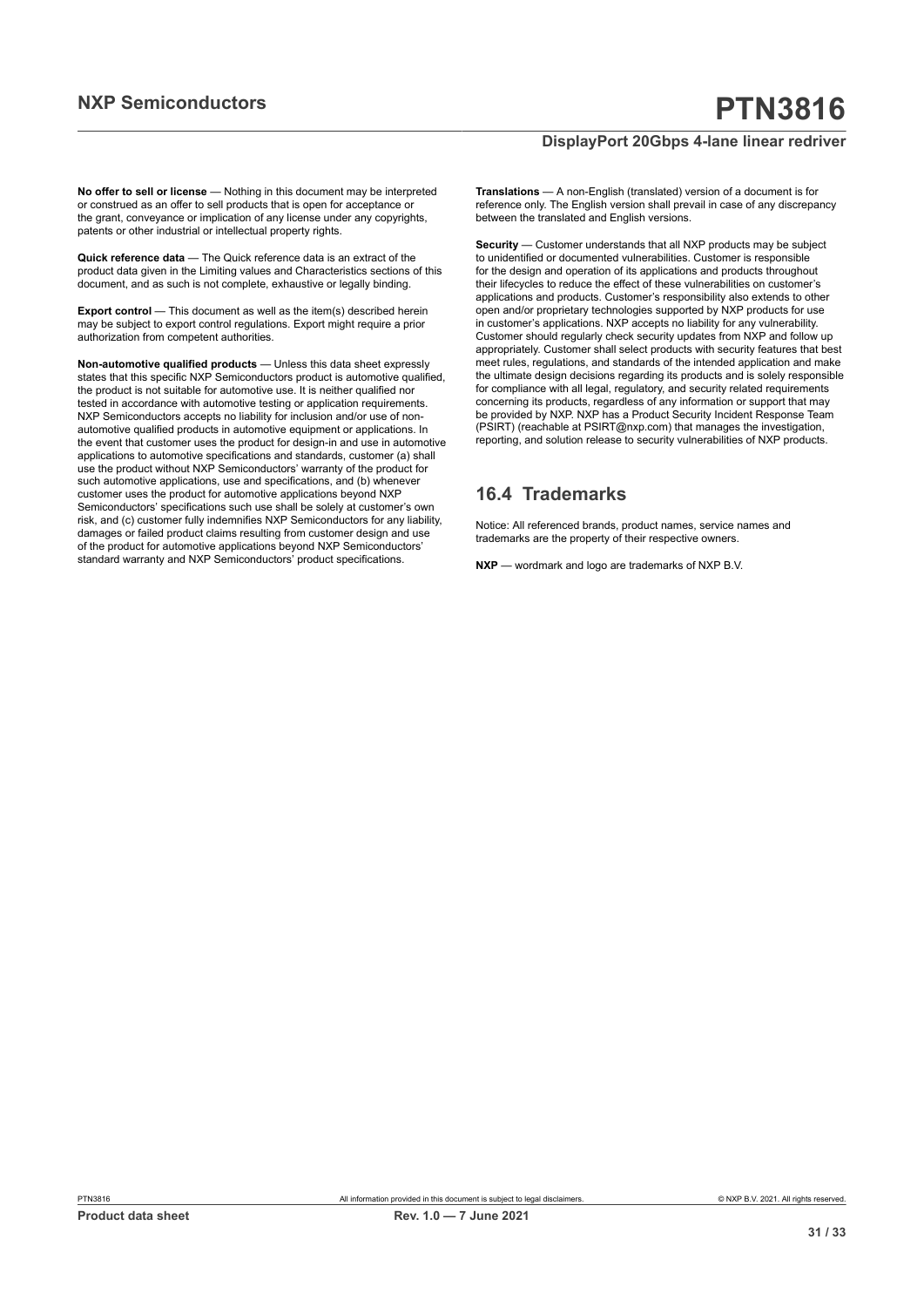**No offer to sell or license** — Nothing in this document may be interpreted or construed as an offer to sell products that is open for acceptance or the grant, conveyance or implication of any license under any copyrights, patents or other industrial or intellectual property rights.

**Quick reference data** — The Quick reference data is an extract of the product data given in the Limiting values and Characteristics sections of this document, and as such is not complete, exhaustive or legally binding.

**Export control** — This document as well as the item(s) described herein may be subject to export control regulations. Export might require a prior authorization from competent authorities.

**Non-automotive qualified products** — Unless this data sheet expressly states that this specific NXP Semiconductors product is automotive qualified, the product is not suitable for automotive use. It is neither qualified nor tested in accordance with automotive testing or application requirements. NXP Semiconductors accepts no liability for inclusion and/or use of non-automotive qualified products in automotive equipment or applications. In the event that customer uses the product for design-in and use in automotive applications to automotive specifications and standards, customer (a) shall use the product without NXP Semiconductors' warranty of the product for such automotive applications, use and specifications, and (b) whenever customer uses the product for automotive applications beyond NXP Semiconductors' specifications such use shall be solely at customer's own risk, and (c) customer fully indemnifies NXP Semiconductors for any liability, damages or failed product claims resulting from customer design and use of the product for automotive applications beyond NXP Semiconductors' standard warranty and NXP Semiconductors' product specifications.

**Translations** — A non-English (translated) version of a document is for reference only. The English version shall prevail in case of any discrepancy between the translated and English versions.

**Security** — Customer understands that all NXP products may be subject to unidentified or documented vulnerabilities. Customer is responsible for the design and operation of its applications and products throughout their lifecycles to reduce the effect of these vulnerabilities on customer's applications and products. Customer's responsibility also extends to other open and/or proprietary technologies supported by NXP products for use in customer's applications. NXP accepts no liability for any vulnerability. Customer should regularly check security updates from NXP and follow up appropriately. Customer shall select products with security features that best meet rules, regulations, and standards of the intended application and make the ultimate design decisions regarding its products and is solely responsible for compliance with all legal, regulatory, and security related requirements concerning its products, regardless of any information or support that may be provided by NXP. NXP has a Product Security Incident Response Team (PSIRT) (reachable at PSIRT@nxp.com) that manages the investigation, reporting, and solution release to security vulnerabilities of NXP products.

## 16.4 Trademarks

Notice: All referenced brands, product names, service names and trademarks are the property of their respective owners.

**NXP** — wordmark and logo are trademarks of NXP B.V.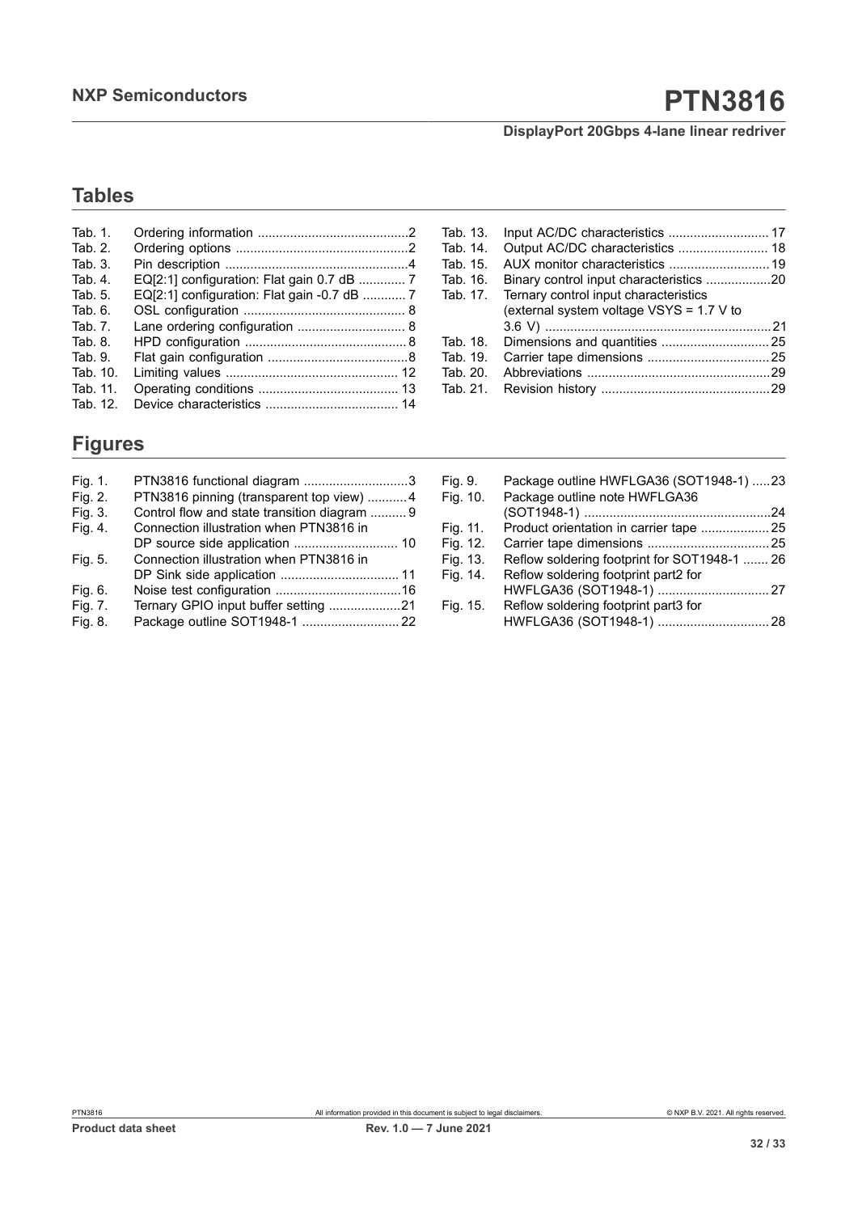## Tables

Tab. 1. Ordering information ..........................................2
Tab. 2. Ordering options ................................................2
Tab. 3. Pin description ...................................................4
Tab. 4. EQ[2:1] configuration: Flat gain 0.7 dB ............. 7
Tab. 5. EQ[2:1] configuration: Flat gain -0.7 dB ............ 7
Tab. 6. OSL configuration ............................................. 8
Tab. 7. Lane ordering configuration .............................. 8
Tab. 8. HPD configuration ............................................. 8
Tab. 9. Flat gain configuration .......................................8
Tab. 10. Limiting values ................................................ 12
Tab. 11. Operating conditions ....................................... 13
Tab. 12. Device characteristics ..................................... 14
Tab. 13. Input AC/DC characteristics ............................ 17
Tab. 14. Output AC/DC characteristics ......................... 18
Tab. 15. AUX monitor characteristics ............................ 19
Tab. 16. Binary control input characteristics ..................20
Tab. 17. Ternary control input characteristics (external system voltage VSYS = 1.7 V to 3.6 V) ...............................................................21
Tab. 18. Dimensions and quantities .............................. 25
Tab. 19. Carrier tape dimensions .................................. 25
Tab. 20. Abbreviations ...................................................29
Tab. 21. Revision history ...............................................29

## Figures

Fig. 1. PTN3816 functional diagram .............................3
Fig. 2. PTN3816 pinning (transparent top view) ........... 4
Fig. 3. Control flow and state transition diagram .......... 9
Fig. 4. Connection illustration when PTN3816 in DP source side application ............................. 10
Fig. 5. Connection illustration when PTN3816 in DP Sink side application ................................. 11
Fig. 6. Noise test configuration ...................................16
Fig. 7. Ternary GPIO input buffer setting ....................21
Fig. 8. Package outline SOT1948-1 ........................... 22
Fig. 9. Package outline HWFLGA36 (SOT1948-1) .....23
Fig. 10. Package outline note HWFLGA36 (SOT1948-1) ....................................................24
Fig. 11. Product orientation in carrier tape ................... 25
Fig. 12. Carrier tape dimensions .................................. 25
Fig. 13. Reflow soldering footprint for SOT1948-1 ....... 26
Fig. 14. Reflow soldering footprint part2 for HWFLGA36 (SOT1948-1) ............................... 27
Fig. 15. Reflow soldering footprint part3 for HWFLGA36 (SOT1948-1) ............................... 28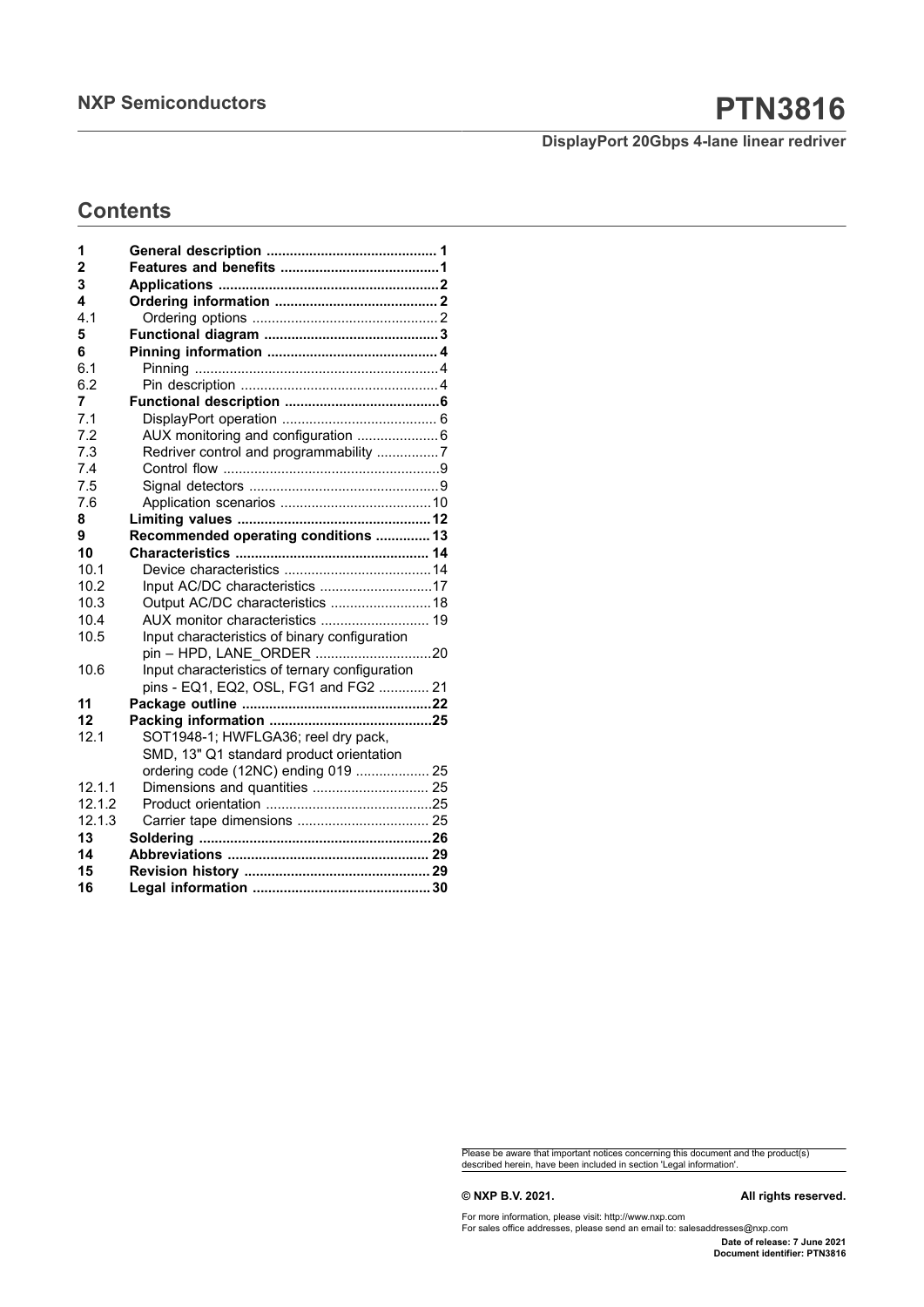## Contents

| | | |
|---|---|---|
| **1** | **General description** | **1** |
| **2** | **Features and benefits** | **1** |
| **3** | **Applications** | **2** |
| **4** | **Ordering information** | **2** |
| 4.1 | Ordering options | 2 |
| **5** | **Functional diagram** | **3** |
| **6** | **Pinning information** | **4** |
| 6.1 | Pinning | 4 |
| 6.2 | Pin description | 4 |
| **7** | **Functional description** | **6** |
| 7.1 | DisplayPort operation | 6 |
| 7.2 | AUX monitoring and configuration | 6 |
| 7.3 | Redriver control and programmability | 7 |
| 7.4 | Control flow | 9 |
| 7.5 | Signal detectors | 9 |
| 7.6 | Application scenarios | 10 |
| **8** | **Limiting values** | **12** |
| **9** | **Recommended operating conditions** | **13** |
| **10** | **Characteristics** | **14** |
| 10.1 | Device characteristics | 14 |
| 10.2 | Input AC/DC characteristics | 17 |
| 10.3 | Output AC/DC characteristics | 18 |
| 10.4 | AUX monitor characteristics | 19 |
| 10.5 | Input characteristics of binary configuration pin – HPD, LANE_ORDER | 20 |
| 10.6 | Input characteristics of ternary configuration pins - EQ1, EQ2, OSL, FG1 and FG2 | 21 |
| **11** | **Package outline** | **22** |
| **12** | **Packing information** | **25** |
| 12.1 | SOT1948-1; HWFLGA36; reel dry pack, SMD, 13" Q1 standard product orientation ordering code (12NC) ending 019 | 25 |
| 12.1.1 | Dimensions and quantities | 25 |
| 12.1.2 | Product orientation | 25 |
| 12.1.3 | Carrier tape dimensions | 25 |
| **13** | **Soldering** | **26** |
| **14** | **Abbreviations** | **29** |
| **15** | **Revision history** | **29** |
| **16** | **Legal information** | **30** |

Please be aware that important notices concerning this document and the product(s) described herein, have been included in section 'Legal information'.

**© NXP B.V. 2021.** **All rights reserved.**

For more information, please visit: http://www.nxp.com
For sales office addresses, please send an email to: salesaddresses@nxp.com

**Date of release: 7 June 2021**
**Document identifier: PTN3816**